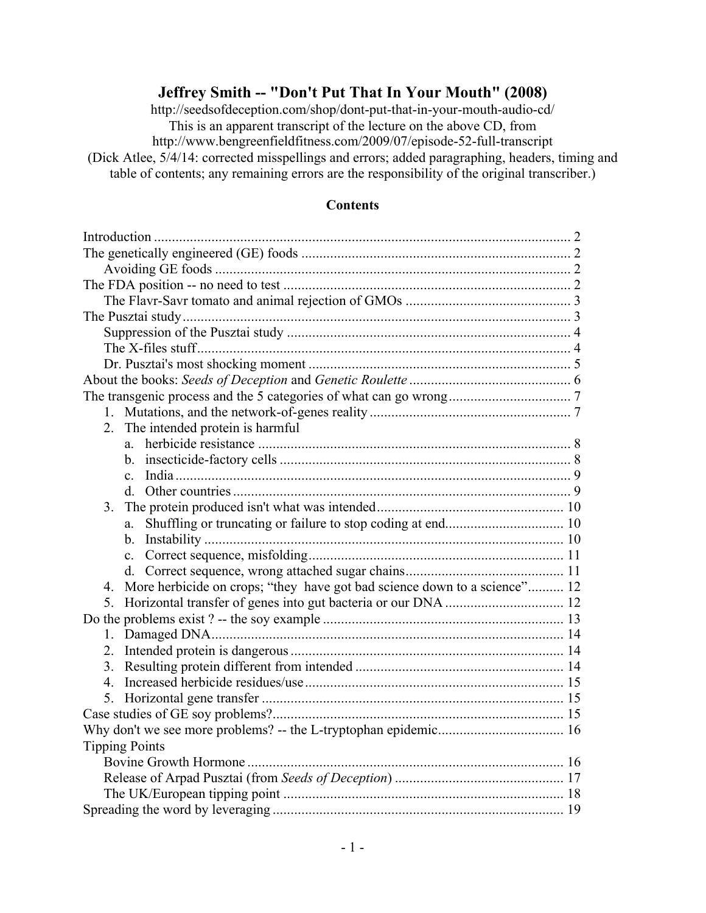# Jeffrey Smith -- "Don't Put That In Your Mouth" (2008)

http://seedsofdeception.com/shop/dont-put-that-in-your-mouth-audio-cd/
This is an apparent transcript of the lecture on the above CD, from
http://www.bengreenfieldfitness.com/2009/07/episode-52-full-transcript
(Dick Atlee, 5/4/14: corrected misspellings and errors; added paragraphing, headers, timing and table of contents; any remaining errors are the responsibility of the original transcriber.)

## Contents

- Introduction ........ 2
- The genetically engineered (GE) foods ........ 2
  - Avoiding GE foods ........ 2
- The FDA position -- no need to test ........ 2
  - The Flavr-Savr tomato and animal rejection of GMOs ........ 3
- The Pusztai study ........ 3
  - Suppression of the Pusztai study ........ 4
  - The X-files stuff ........ 4
  - Dr. Pusztai's most shocking moment ........ 5
- About the books: *Seeds of Deception* and *Genetic Roulette* ........ 6
- The transgenic process and the 5 categories of what can go wrong ........ 7
  1. Mutations, and the network-of-genes reality ........ 7
  2. The intended protein is harmful
     a. herbicide resistance ........ 8
     b. insecticide-factory cells ........ 8
     c. India ........ 9
     d. Other countries ........ 9
  3. The protein produced isn't what was intended ........ 10
     a. Shuffling or truncating or failure to stop coding at end ........ 10
     b. Instability ........ 10
     c. Correct sequence, misfolding ........ 11
     d. Correct sequence, wrong attached sugar chains ........ 11
  4. More herbicide on crops; "they have got bad science down to a science" ........ 12
  5. Horizontal transfer of genes into gut bacteria or our DNA ........ 12
- Do the problems exist ? -- the soy example ........ 13
  1. Damaged DNA ........ 14
  2. Intended protein is dangerous ........ 14
  3. Resulting protein different from intended ........ 14
  4. Increased herbicide residues/use ........ 15
  5. Horizontal gene transfer ........ 15
- Case studies of GE soy problems? ........ 15
- Why don't we see more problems? -- the L-tryptophan epidemic ........ 16
- Tipping Points
  - Bovine Growth Hormone ........ 16
  - Release of Arpad Pusztai (from *Seeds of Deception*) ........ 17
  - The UK/European tipping point ........ 18
- Spreading the word by leveraging ........ 19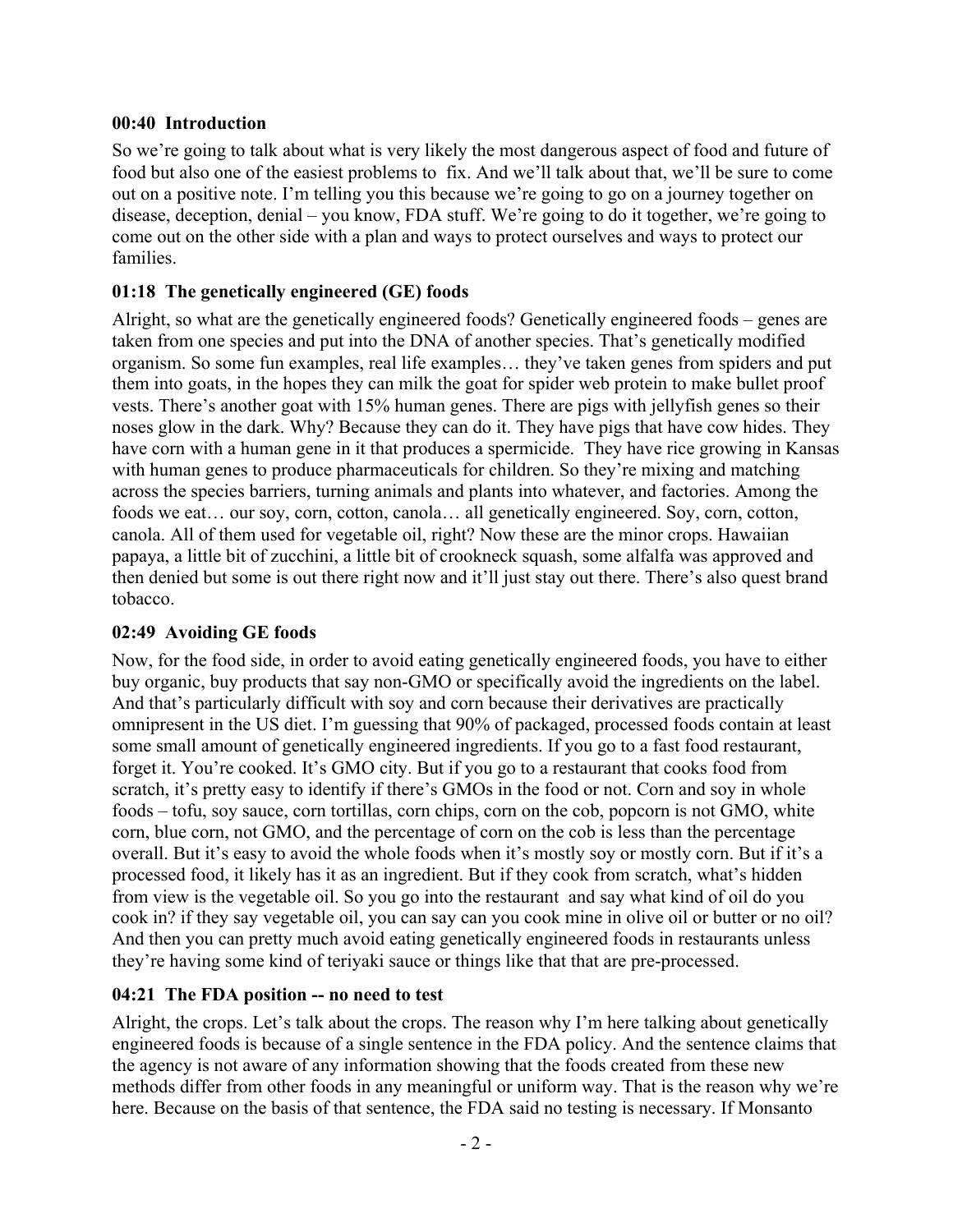### 00:40 Introduction

So we're going to talk about what is very likely the most dangerous aspect of food and future of food but also one of the easiest problems to fix. And we'll talk about that, we'll be sure to come out on a positive note. I'm telling you this because we're going to go on a journey together on disease, deception, denial – you know, FDA stuff. We're going to do it together, we're going to come out on the other side with a plan and ways to protect ourselves and ways to protect our families.

### 01:18 The genetically engineered (GE) foods

Alright, so what are the genetically engineered foods? Genetically engineered foods – genes are taken from one species and put into the DNA of another species. That's genetically modified organism. So some fun examples, real life examples… they've taken genes from spiders and put them into goats, in the hopes they can milk the goat for spider web protein to make bullet proof vests. There's another goat with 15% human genes. There are pigs with jellyfish genes so their noses glow in the dark. Why? Because they can do it. They have pigs that have cow hides. They have corn with a human gene in it that produces a spermicide. They have rice growing in Kansas with human genes to produce pharmaceuticals for children. So they're mixing and matching across the species barriers, turning animals and plants into whatever, and factories. Among the foods we eat… our soy, corn, cotton, canola… all genetically engineered. Soy, corn, cotton, canola. All of them used for vegetable oil, right? Now these are the minor crops. Hawaiian papaya, a little bit of zucchini, a little bit of crookneck squash, some alfalfa was approved and then denied but some is out there right now and it'll just stay out there. There's also quest brand tobacco.

### 02:49 Avoiding GE foods

Now, for the food side, in order to avoid eating genetically engineered foods, you have to either buy organic, buy products that say non-GMO or specifically avoid the ingredients on the label. And that's particularly difficult with soy and corn because their derivatives are practically omnipresent in the US diet. I'm guessing that 90% of packaged, processed foods contain at least some small amount of genetically engineered ingredients. If you go to a fast food restaurant, forget it. You're cooked. It's GMO city. But if you go to a restaurant that cooks food from scratch, it's pretty easy to identify if there's GMOs in the food or not. Corn and soy in whole foods – tofu, soy sauce, corn tortillas, corn chips, corn on the cob, popcorn is not GMO, white corn, blue corn, not GMO, and the percentage of corn on the cob is less than the percentage overall. But it's easy to avoid the whole foods when it's mostly soy or mostly corn. But if it's a processed food, it likely has it as an ingredient. But if they cook from scratch, what's hidden from view is the vegetable oil. So you go into the restaurant and say what kind of oil do you cook in? if they say vegetable oil, you can say can you cook mine in olive oil or butter or no oil? And then you can pretty much avoid eating genetically engineered foods in restaurants unless they're having some kind of teriyaki sauce or things like that that are pre-processed.

### 04:21 The FDA position -- no need to test

Alright, the crops. Let's talk about the crops. The reason why I'm here talking about genetically engineered foods is because of a single sentence in the FDA policy. And the sentence claims that the agency is not aware of any information showing that the foods created from these new methods differ from other foods in any meaningful or uniform way. That is the reason why we're here. Because on the basis of that sentence, the FDA said no testing is necessary. If Monsanto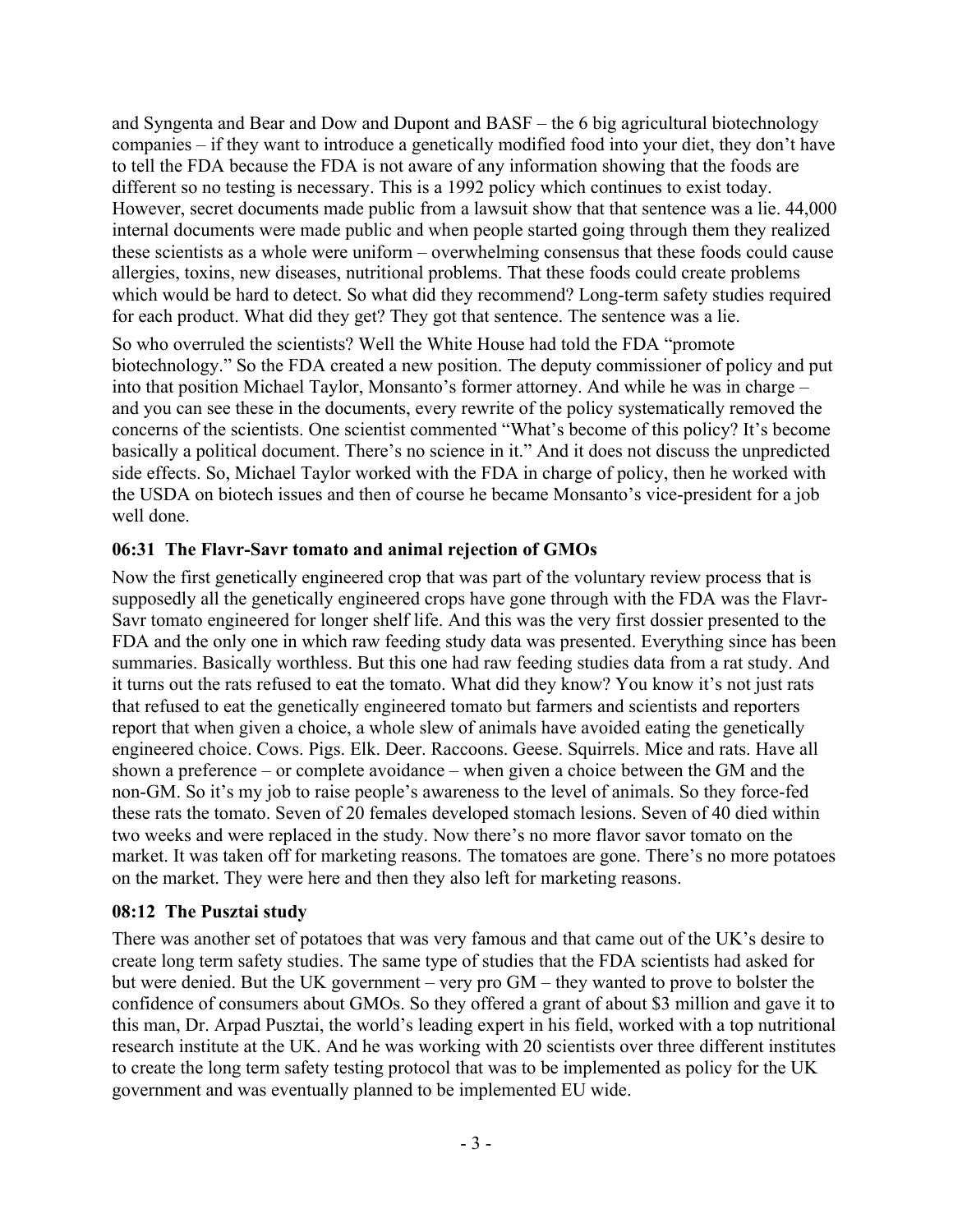and Syngenta and Bear and Dow and Dupont and BASF – the 6 big agricultural biotechnology companies – if they want to introduce a genetically modified food into your diet, they don't have to tell the FDA because the FDA is not aware of any information showing that the foods are different so no testing is necessary. This is a 1992 policy which continues to exist today. However, secret documents made public from a lawsuit show that that sentence was a lie. 44,000 internal documents were made public and when people started going through them they realized these scientists as a whole were uniform – overwhelming consensus that these foods could cause allergies, toxins, new diseases, nutritional problems. That these foods could create problems which would be hard to detect. So what did they recommend? Long-term safety studies required for each product. What did they get? They got that sentence. The sentence was a lie.

So who overruled the scientists? Well the White House had told the FDA "promote biotechnology." So the FDA created a new position. The deputy commissioner of policy and put into that position Michael Taylor, Monsanto's former attorney. And while he was in charge – and you can see these in the documents, every rewrite of the policy systematically removed the concerns of the scientists. One scientist commented "What's become of this policy? It's become basically a political document. There's no science in it." And it does not discuss the unpredicted side effects. So, Michael Taylor worked with the FDA in charge of policy, then he worked with the USDA on biotech issues and then of course he became Monsanto's vice-president for a job well done.

### 06:31 The Flavr-Savr tomato and animal rejection of GMOs

Now the first genetically engineered crop that was part of the voluntary review process that is supposedly all the genetically engineered crops have gone through with the FDA was the Flavr-Savr tomato engineered for longer shelf life. And this was the very first dossier presented to the FDA and the only one in which raw feeding study data was presented. Everything since has been summaries. Basically worthless. But this one had raw feeding studies data from a rat study. And it turns out the rats refused to eat the tomato. What did they know? You know it's not just rats that refused to eat the genetically engineered tomato but farmers and scientists and reporters report that when given a choice, a whole slew of animals have avoided eating the genetically engineered choice. Cows. Pigs. Elk. Deer. Raccoons. Geese. Squirrels. Mice and rats. Have all shown a preference – or complete avoidance – when given a choice between the GM and the non-GM. So it's my job to raise people's awareness to the level of animals. So they force-fed these rats the tomato. Seven of 20 females developed stomach lesions. Seven of 40 died within two weeks and were replaced in the study. Now there's no more flavor savor tomato on the market. It was taken off for marketing reasons. The tomatoes are gone. There's no more potatoes on the market. They were here and then they also left for marketing reasons.

### 08:12 The Pusztai study

There was another set of potatoes that was very famous and that came out of the UK's desire to create long term safety studies. The same type of studies that the FDA scientists had asked for but were denied. But the UK government – very pro GM – they wanted to prove to bolster the confidence of consumers about GMOs. So they offered a grant of about $3 million and gave it to this man, Dr. Arpad Pusztai, the world's leading expert in his field, worked with a top nutritional research institute at the UK. And he was working with 20 scientists over three different institutes to create the long term safety testing protocol that was to be implemented as policy for the UK government and was eventually planned to be implemented EU wide.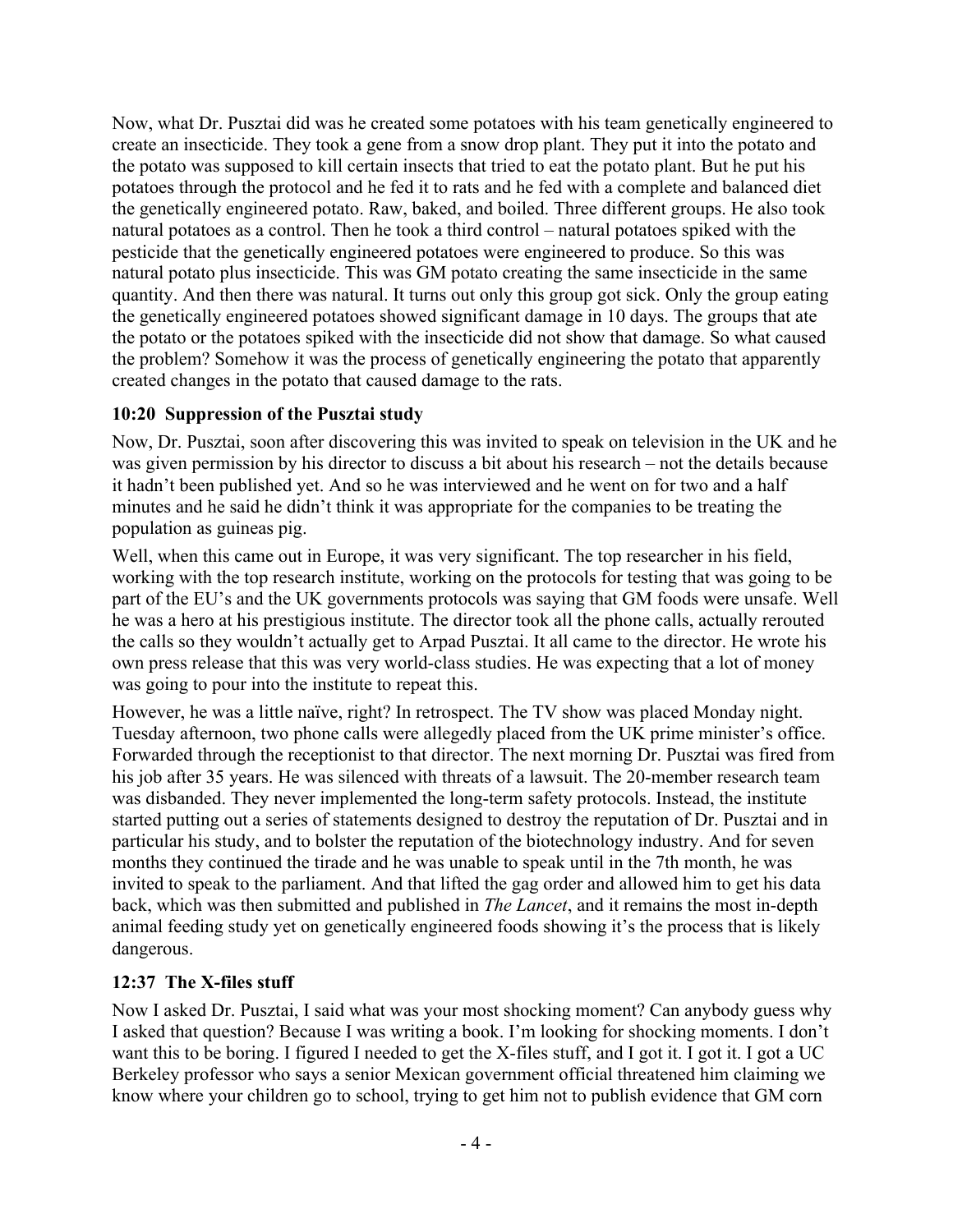Now, what Dr. Pusztai did was he created some potatoes with his team genetically engineered to create an insecticide. They took a gene from a snow drop plant. They put it into the potato and the potato was supposed to kill certain insects that tried to eat the potato plant. But he put his potatoes through the protocol and he fed it to rats and he fed with a complete and balanced diet the genetically engineered potato. Raw, baked, and boiled. Three different groups. He also took natural potatoes as a control. Then he took a third control – natural potatoes spiked with the pesticide that the genetically engineered potatoes were engineered to produce. So this was natural potato plus insecticide. This was GM potato creating the same insecticide in the same quantity. And then there was natural. It turns out only this group got sick. Only the group eating the genetically engineered potatoes showed significant damage in 10 days. The groups that ate the potato or the potatoes spiked with the insecticide did not show that damage. So what caused the problem? Somehow it was the process of genetically engineering the potato that apparently created changes in the potato that caused damage to the rats.

### 10:20 Suppression of the Pusztai study

Now, Dr. Pusztai, soon after discovering this was invited to speak on television in the UK and he was given permission by his director to discuss a bit about his research – not the details because it hadn't been published yet. And so he was interviewed and he went on for two and a half minutes and he said he didn't think it was appropriate for the companies to be treating the population as guineas pig.

Well, when this came out in Europe, it was very significant. The top researcher in his field, working with the top research institute, working on the protocols for testing that was going to be part of the EU's and the UK governments protocols was saying that GM foods were unsafe. Well he was a hero at his prestigious institute. The director took all the phone calls, actually rerouted the calls so they wouldn't actually get to Arpad Pusztai. It all came to the director. He wrote his own press release that this was very world-class studies. He was expecting that a lot of money was going to pour into the institute to repeat this.

However, he was a little naïve, right? In retrospect. The TV show was placed Monday night. Tuesday afternoon, two phone calls were allegedly placed from the UK prime minister's office. Forwarded through the receptionist to that director. The next morning Dr. Pusztai was fired from his job after 35 years. He was silenced with threats of a lawsuit. The 20-member research team was disbanded. They never implemented the long-term safety protocols. Instead, the institute started putting out a series of statements designed to destroy the reputation of Dr. Pusztai and in particular his study, and to bolster the reputation of the biotechnology industry. And for seven months they continued the tirade and he was unable to speak until in the 7th month, he was invited to speak to the parliament. And that lifted the gag order and allowed him to get his data back, which was then submitted and published in *The Lancet*, and it remains the most in-depth animal feeding study yet on genetically engineered foods showing it's the process that is likely dangerous.

### 12:37 The X-files stuff

Now I asked Dr. Pusztai, I said what was your most shocking moment? Can anybody guess why I asked that question? Because I was writing a book. I'm looking for shocking moments. I don't want this to be boring. I figured I needed to get the X-files stuff, and I got it. I got it. I got a UC Berkeley professor who says a senior Mexican government official threatened him claiming we know where your children go to school, trying to get him not to publish evidence that GM corn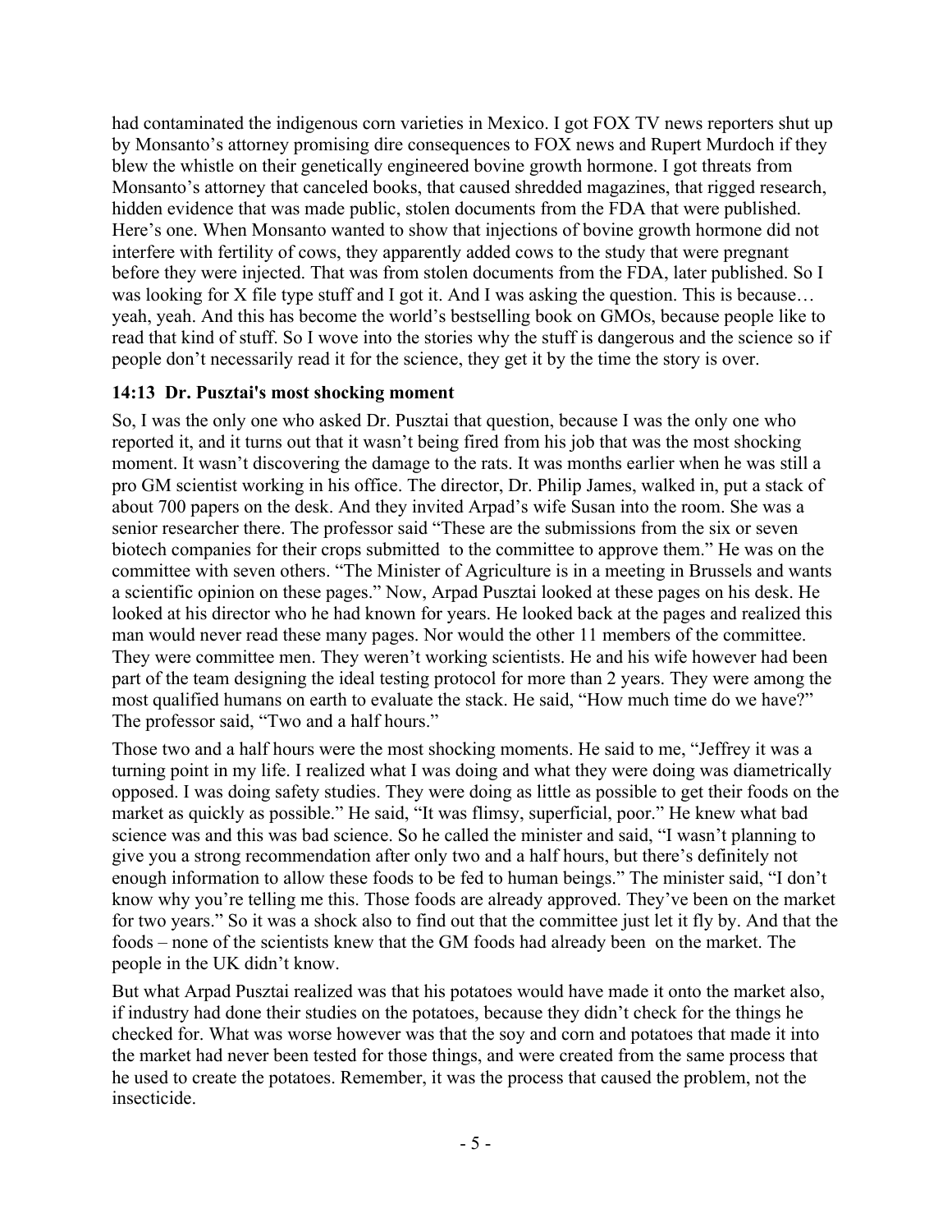had contaminated the indigenous corn varieties in Mexico. I got FOX TV news reporters shut up by Monsanto's attorney promising dire consequences to FOX news and Rupert Murdoch if they blew the whistle on their genetically engineered bovine growth hormone. I got threats from Monsanto's attorney that canceled books, that caused shredded magazines, that rigged research, hidden evidence that was made public, stolen documents from the FDA that were published. Here's one. When Monsanto wanted to show that injections of bovine growth hormone did not interfere with fertility of cows, they apparently added cows to the study that were pregnant before they were injected. That was from stolen documents from the FDA, later published. So I was looking for X file type stuff and I got it. And I was asking the question. This is because… yeah, yeah. And this has become the world's bestselling book on GMOs, because people like to read that kind of stuff. So I wove into the stories why the stuff is dangerous and the science so if people don't necessarily read it for the science, they get it by the time the story is over.

### 14:13 Dr. Pusztai's most shocking moment

So, I was the only one who asked Dr. Pusztai that question, because I was the only one who reported it, and it turns out that it wasn't being fired from his job that was the most shocking moment. It wasn't discovering the damage to the rats. It was months earlier when he was still a pro GM scientist working in his office. The director, Dr. Philip James, walked in, put a stack of about 700 papers on the desk. And they invited Arpad's wife Susan into the room. She was a senior researcher there. The professor said "These are the submissions from the six or seven biotech companies for their crops submitted to the committee to approve them." He was on the committee with seven others. "The Minister of Agriculture is in a meeting in Brussels and wants a scientific opinion on these pages." Now, Arpad Pusztai looked at these pages on his desk. He looked at his director who he had known for years. He looked back at the pages and realized this man would never read these many pages. Nor would the other 11 members of the committee. They were committee men. They weren't working scientists. He and his wife however had been part of the team designing the ideal testing protocol for more than 2 years. They were among the most qualified humans on earth to evaluate the stack. He said, "How much time do we have?" The professor said, "Two and a half hours."

Those two and a half hours were the most shocking moments. He said to me, "Jeffrey it was a turning point in my life. I realized what I was doing and what they were doing was diametrically opposed. I was doing safety studies. They were doing as little as possible to get their foods on the market as quickly as possible." He said, "It was flimsy, superficial, poor." He knew what bad science was and this was bad science. So he called the minister and said, "I wasn't planning to give you a strong recommendation after only two and a half hours, but there's definitely not enough information to allow these foods to be fed to human beings." The minister said, "I don't know why you're telling me this. Those foods are already approved. They've been on the market for two years." So it was a shock also to find out that the committee just let it fly by. And that the foods – none of the scientists knew that the GM foods had already been on the market. The people in the UK didn't know.

But what Arpad Pusztai realized was that his potatoes would have made it onto the market also, if industry had done their studies on the potatoes, because they didn't check for the things he checked for. What was worse however was that the soy and corn and potatoes that made it into the market had never been tested for those things, and were created from the same process that he used to create the potatoes. Remember, it was the process that caused the problem, not the insecticide.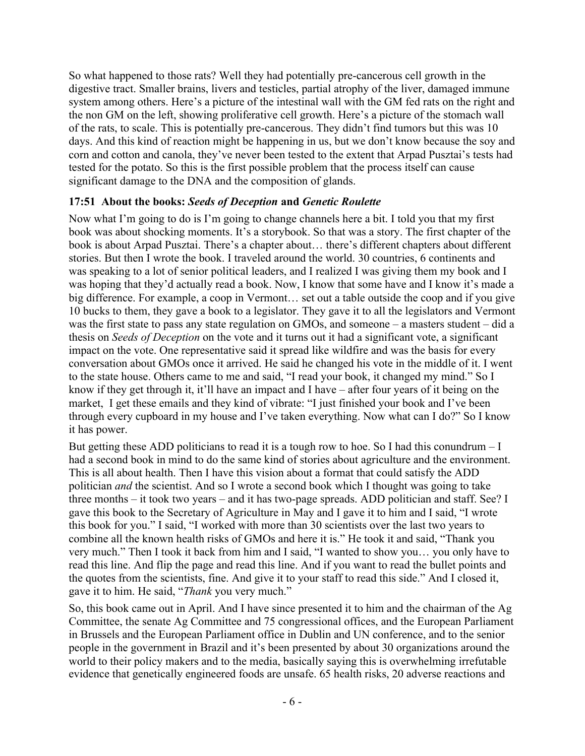So what happened to those rats? Well they had potentially pre-cancerous cell growth in the digestive tract. Smaller brains, livers and testicles, partial atrophy of the liver, damaged immune system among others. Here's a picture of the intestinal wall with the GM fed rats on the right and the non GM on the left, showing proliferative cell growth. Here's a picture of the stomach wall of the rats, to scale. This is potentially pre-cancerous. They didn't find tumors but this was 10 days. And this kind of reaction might be happening in us, but we don't know because the soy and corn and cotton and canola, they've never been tested to the extent that Arpad Pusztai's tests had tested for the potato. So this is the first possible problem that the process itself can cause significant damage to the DNA and the composition of glands.

### 17:51 About the books: *Seeds of Deception* and *Genetic Roulette*

Now what I'm going to do is I'm going to change channels here a bit. I told you that my first book was about shocking moments. It's a storybook. So that was a story. The first chapter of the book is about Arpad Pusztai. There's a chapter about… there's different chapters about different stories. But then I wrote the book. I traveled around the world. 30 countries, 6 continents and was speaking to a lot of senior political leaders, and I realized I was giving them my book and I was hoping that they'd actually read a book. Now, I know that some have and I know it's made a big difference. For example, a coop in Vermont… set out a table outside the coop and if you give 10 bucks to them, they gave a book to a legislator. They gave it to all the legislators and Vermont was the first state to pass any state regulation on GMOs, and someone – a masters student – did a thesis on *Seeds of Deception* on the vote and it turns out it had a significant vote, a significant impact on the vote. One representative said it spread like wildfire and was the basis for every conversation about GMOs once it arrived. He said he changed his vote in the middle of it. I went to the state house. Others came to me and said, "I read your book, it changed my mind." So I know if they get through it, it'll have an impact and I have – after four years of it being on the market, I get these emails and they kind of vibrate: "I just finished your book and I've been through every cupboard in my house and I've taken everything. Now what can I do?" So I know it has power.

But getting these ADD politicians to read it is a tough row to hoe. So I had this conundrum – I had a second book in mind to do the same kind of stories about agriculture and the environment. This is all about health. Then I have this vision about a format that could satisfy the ADD politician *and* the scientist. And so I wrote a second book which I thought was going to take three months – it took two years – and it has two-page spreads. ADD politician and staff. See? I gave this book to the Secretary of Agriculture in May and I gave it to him and I said, "I wrote this book for you." I said, "I worked with more than 30 scientists over the last two years to combine all the known health risks of GMOs and here it is." He took it and said, "Thank you very much." Then I took it back from him and I said, "I wanted to show you… you only have to read this line. And flip the page and read this line. And if you want to read the bullet points and the quotes from the scientists, fine. And give it to your staff to read this side." And I closed it, gave it to him. He said, "*Thank* you very much."

So, this book came out in April. And I have since presented it to him and the chairman of the Ag Committee, the senate Ag Committee and 75 congressional offices, and the European Parliament in Brussels and the European Parliament office in Dublin and UN conference, and to the senior people in the government in Brazil and it's been presented by about 30 organizations around the world to their policy makers and to the media, basically saying this is overwhelming irrefutable evidence that genetically engineered foods are unsafe. 65 health risks, 20 adverse reactions and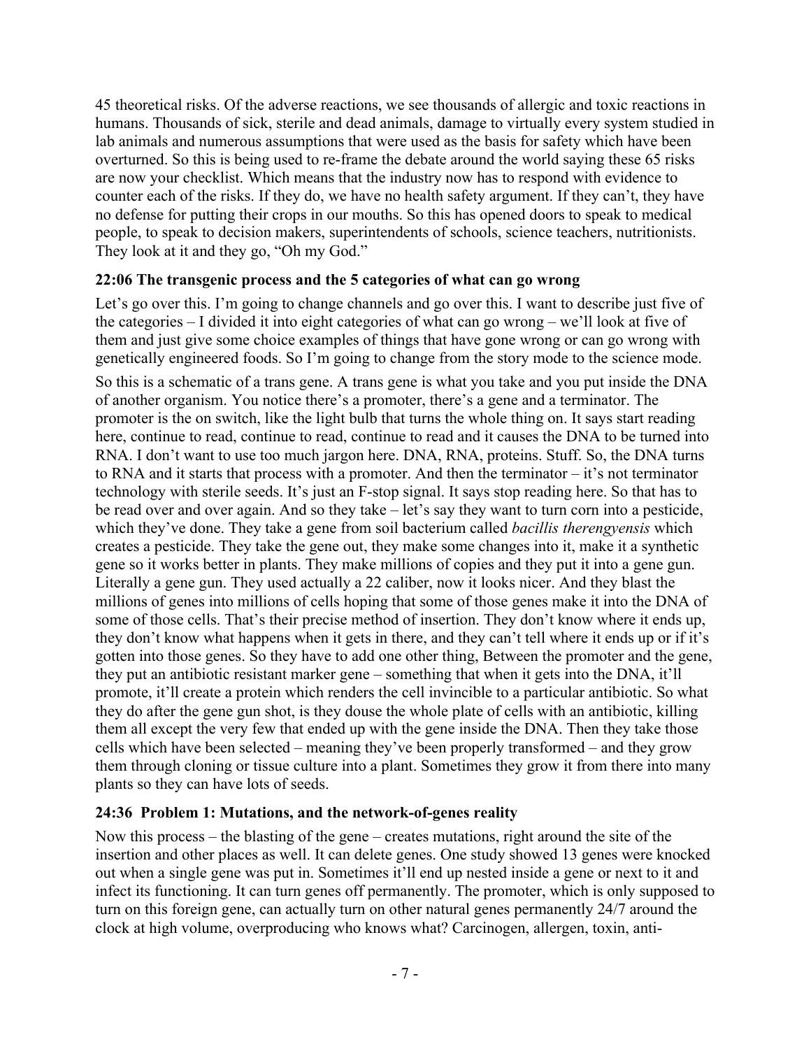45 theoretical risks. Of the adverse reactions, we see thousands of allergic and toxic reactions in humans. Thousands of sick, sterile and dead animals, damage to virtually every system studied in lab animals and numerous assumptions that were used as the basis for safety which have been overturned. So this is being used to re-frame the debate around the world saying these 65 risks are now your checklist. Which means that the industry now has to respond with evidence to counter each of the risks. If they do, we have no health safety argument. If they can't, they have no defense for putting their crops in our mouths. So this has opened doors to speak to medical people, to speak to decision makers, superintendents of schools, science teachers, nutritionists. They look at it and they go, "Oh my God."

### 22:06 The transgenic process and the 5 categories of what can go wrong

Let's go over this. I'm going to change channels and go over this. I want to describe just five of the categories – I divided it into eight categories of what can go wrong – we'll look at five of them and just give some choice examples of things that have gone wrong or can go wrong with genetically engineered foods. So I'm going to change from the story mode to the science mode.

So this is a schematic of a trans gene. A trans gene is what you take and you put inside the DNA of another organism. You notice there's a promoter, there's a gene and a terminator. The promoter is the on switch, like the light bulb that turns the whole thing on. It says start reading here, continue to read, continue to read, continue to read and it causes the DNA to be turned into RNA. I don't want to use too much jargon here. DNA, RNA, proteins. Stuff. So, the DNA turns to RNA and it starts that process with a promoter. And then the terminator – it's not terminator technology with sterile seeds. It's just an F-stop signal. It says stop reading here. So that has to be read over and over again. And so they take – let's say they want to turn corn into a pesticide, which they've done. They take a gene from soil bacterium called *bacillis therengyensis* which creates a pesticide. They take the gene out, they make some changes into it, make it a synthetic gene so it works better in plants. They make millions of copies and they put it into a gene gun. Literally a gene gun. They used actually a 22 caliber, now it looks nicer. And they blast the millions of genes into millions of cells hoping that some of those genes make it into the DNA of some of those cells. That's their precise method of insertion. They don't know where it ends up, they don't know what happens when it gets in there, and they can't tell where it ends up or if it's gotten into those genes. So they have to add one other thing, Between the promoter and the gene, they put an antibiotic resistant marker gene – something that when it gets into the DNA, it'll promote, it'll create a protein which renders the cell invincible to a particular antibiotic. So what they do after the gene gun shot, is they douse the whole plate of cells with an antibiotic, killing them all except the very few that ended up with the gene inside the DNA. Then they take those cells which have been selected – meaning they've been properly transformed – and they grow them through cloning or tissue culture into a plant. Sometimes they grow it from there into many plants so they can have lots of seeds.

### 24:36 Problem 1: Mutations, and the network-of-genes reality

Now this process – the blasting of the gene – creates mutations, right around the site of the insertion and other places as well. It can delete genes. One study showed 13 genes were knocked out when a single gene was put in. Sometimes it'll end up nested inside a gene or next to it and infect its functioning. It can turn genes off permanently. The promoter, which is only supposed to turn on this foreign gene, can actually turn on other natural genes permanently 24/7 around the clock at high volume, overproducing who knows what? Carcinogen, allergen, toxin, anti-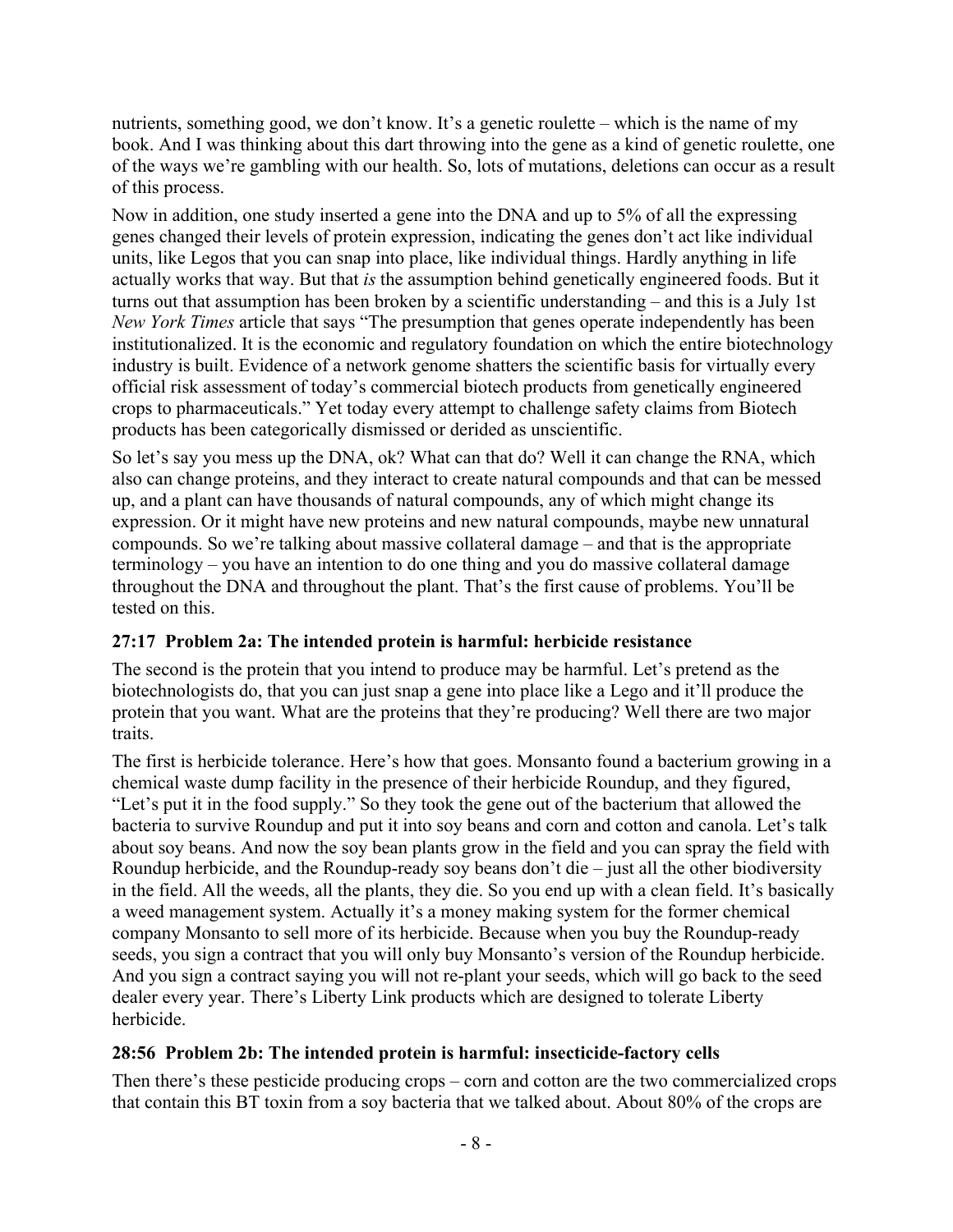nutrients, something good, we don't know. It's a genetic roulette – which is the name of my book. And I was thinking about this dart throwing into the gene as a kind of genetic roulette, one of the ways we're gambling with our health. So, lots of mutations, deletions can occur as a result of this process.

Now in addition, one study inserted a gene into the DNA and up to 5% of all the expressing genes changed their levels of protein expression, indicating the genes don't act like individual units, like Legos that you can snap into place, like individual things. Hardly anything in life actually works that way. But that *is* the assumption behind genetically engineered foods. But it turns out that assumption has been broken by a scientific understanding – and this is a July 1st *New York Times* article that says "The presumption that genes operate independently has been institutionalized. It is the economic and regulatory foundation on which the entire biotechnology industry is built. Evidence of a network genome shatters the scientific basis for virtually every official risk assessment of today's commercial biotech products from genetically engineered crops to pharmaceuticals." Yet today every attempt to challenge safety claims from Biotech products has been categorically dismissed or derided as unscientific.

So let's say you mess up the DNA, ok? What can that do? Well it can change the RNA, which also can change proteins, and they interact to create natural compounds and that can be messed up, and a plant can have thousands of natural compounds, any of which might change its expression. Or it might have new proteins and new natural compounds, maybe new unnatural compounds. So we're talking about massive collateral damage – and that is the appropriate terminology – you have an intention to do one thing and you do massive collateral damage throughout the DNA and throughout the plant. That's the first cause of problems. You'll be tested on this.

### 27:17 Problem 2a: The intended protein is harmful: herbicide resistance

The second is the protein that you intend to produce may be harmful. Let's pretend as the biotechnologists do, that you can just snap a gene into place like a Lego and it'll produce the protein that you want. What are the proteins that they're producing? Well there are two major traits.

The first is herbicide tolerance. Here's how that goes. Monsanto found a bacterium growing in a chemical waste dump facility in the presence of their herbicide Roundup, and they figured, "Let's put it in the food supply." So they took the gene out of the bacterium that allowed the bacteria to survive Roundup and put it into soy beans and corn and cotton and canola. Let's talk about soy beans. And now the soy bean plants grow in the field and you can spray the field with Roundup herbicide, and the Roundup-ready soy beans don't die – just all the other biodiversity in the field. All the weeds, all the plants, they die. So you end up with a clean field. It's basically a weed management system. Actually it's a money making system for the former chemical company Monsanto to sell more of its herbicide. Because when you buy the Roundup-ready seeds, you sign a contract that you will only buy Monsanto's version of the Roundup herbicide. And you sign a contract saying you will not re-plant your seeds, which will go back to the seed dealer every year. There's Liberty Link products which are designed to tolerate Liberty herbicide.

### 28:56 Problem 2b: The intended protein is harmful: insecticide-factory cells

Then there's these pesticide producing crops – corn and cotton are the two commercialized crops that contain this BT toxin from a soy bacteria that we talked about. About 80% of the crops are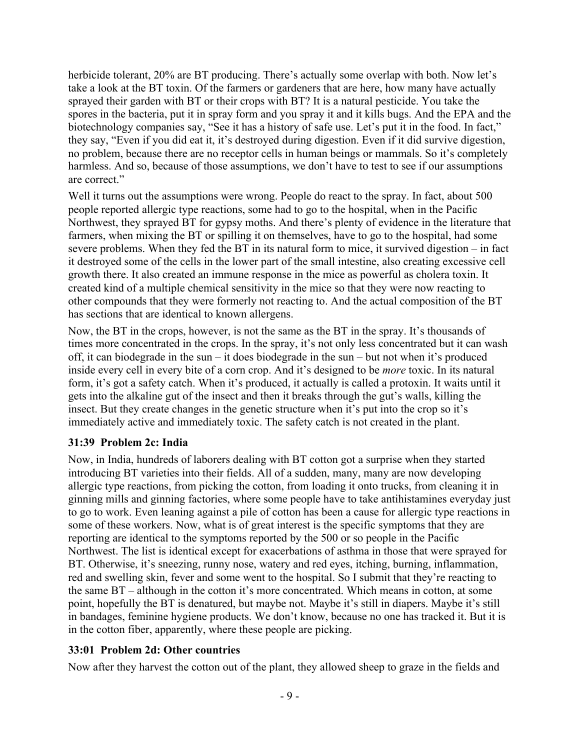herbicide tolerant, 20% are BT producing. There's actually some overlap with both. Now let's take a look at the BT toxin. Of the farmers or gardeners that are here, how many have actually sprayed their garden with BT or their crops with BT? It is a natural pesticide. You take the spores in the bacteria, put it in spray form and you spray it and it kills bugs. And the EPA and the biotechnology companies say, "See it has a history of safe use. Let's put it in the food. In fact," they say, "Even if you did eat it, it's destroyed during digestion. Even if it did survive digestion, no problem, because there are no receptor cells in human beings or mammals. So it's completely harmless. And so, because of those assumptions, we don't have to test to see if our assumptions are correct."

Well it turns out the assumptions were wrong. People do react to the spray. In fact, about 500 people reported allergic type reactions, some had to go to the hospital, when in the Pacific Northwest, they sprayed BT for gypsy moths. And there's plenty of evidence in the literature that farmers, when mixing the BT or spilling it on themselves, have to go to the hospital, had some severe problems. When they fed the BT in its natural form to mice, it survived digestion – in fact it destroyed some of the cells in the lower part of the small intestine, also creating excessive cell growth there. It also created an immune response in the mice as powerful as cholera toxin. It created kind of a multiple chemical sensitivity in the mice so that they were now reacting to other compounds that they were formerly not reacting to. And the actual composition of the BT has sections that are identical to known allergens.

Now, the BT in the crops, however, is not the same as the BT in the spray. It's thousands of times more concentrated in the crops. In the spray, it's not only less concentrated but it can wash off, it can biodegrade in the sun – it does biodegrade in the sun – but not when it's produced inside every cell in every bite of a corn crop. And it's designed to be *more* toxic. In its natural form, it's got a safety catch. When it's produced, it actually is called a protoxin. It waits until it gets into the alkaline gut of the insect and then it breaks through the gut's walls, killing the insect. But they create changes in the genetic structure when it's put into the crop so it's immediately active and immediately toxic. The safety catch is not created in the plant.

### 31:39 Problem 2c: India

Now, in India, hundreds of laborers dealing with BT cotton got a surprise when they started introducing BT varieties into their fields. All of a sudden, many, many are now developing allergic type reactions, from picking the cotton, from loading it onto trucks, from cleaning it in ginning mills and ginning factories, where some people have to take antihistamines everyday just to go to work. Even leaning against a pile of cotton has been a cause for allergic type reactions in some of these workers. Now, what is of great interest is the specific symptoms that they are reporting are identical to the symptoms reported by the 500 or so people in the Pacific Northwest. The list is identical except for exacerbations of asthma in those that were sprayed for BT. Otherwise, it's sneezing, runny nose, watery and red eyes, itching, burning, inflammation, red and swelling skin, fever and some went to the hospital. So I submit that they're reacting to the same BT – although in the cotton it's more concentrated. Which means in cotton, at some point, hopefully the BT is denatured, but maybe not. Maybe it's still in diapers. Maybe it's still in bandages, feminine hygiene products. We don't know, because no one has tracked it. But it is in the cotton fiber, apparently, where these people are picking.

### 33:01 Problem 2d: Other countries

Now after they harvest the cotton out of the plant, they allowed sheep to graze in the fields and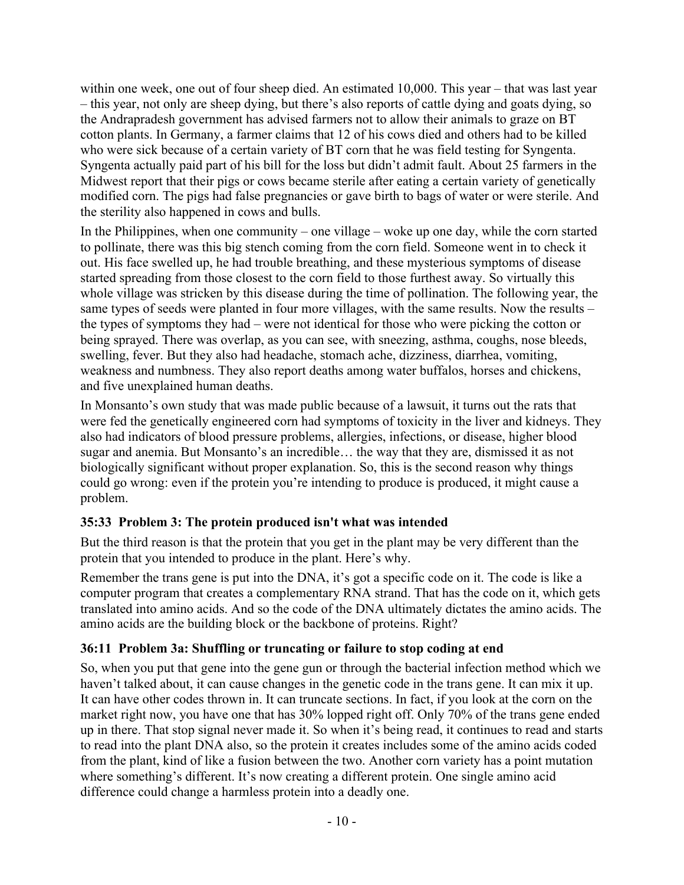within one week, one out of four sheep died. An estimated 10,000. This year – that was last year – this year, not only are sheep dying, but there's also reports of cattle dying and goats dying, so the Andrapradesh government has advised farmers not to allow their animals to graze on BT cotton plants. In Germany, a farmer claims that 12 of his cows died and others had to be killed who were sick because of a certain variety of BT corn that he was field testing for Syngenta. Syngenta actually paid part of his bill for the loss but didn't admit fault. About 25 farmers in the Midwest report that their pigs or cows became sterile after eating a certain variety of genetically modified corn. The pigs had false pregnancies or gave birth to bags of water or were sterile. And the sterility also happened in cows and bulls.

In the Philippines, when one community – one village – woke up one day, while the corn started to pollinate, there was this big stench coming from the corn field. Someone went in to check it out. His face swelled up, he had trouble breathing, and these mysterious symptoms of disease started spreading from those closest to the corn field to those furthest away. So virtually this whole village was stricken by this disease during the time of pollination. The following year, the same types of seeds were planted in four more villages, with the same results. Now the results – the types of symptoms they had – were not identical for those who were picking the cotton or being sprayed. There was overlap, as you can see, with sneezing, asthma, coughs, nose bleeds, swelling, fever. But they also had headache, stomach ache, dizziness, diarrhea, vomiting, weakness and numbness. They also report deaths among water buffalos, horses and chickens, and five unexplained human deaths.

In Monsanto's own study that was made public because of a lawsuit, it turns out the rats that were fed the genetically engineered corn had symptoms of toxicity in the liver and kidneys. They also had indicators of blood pressure problems, allergies, infections, or disease, higher blood sugar and anemia. But Monsanto's an incredible… the way that they are, dismissed it as not biologically significant without proper explanation. So, this is the second reason why things could go wrong: even if the protein you're intending to produce is produced, it might cause a problem.

### 35:33 Problem 3: The protein produced isn't what was intended

But the third reason is that the protein that you get in the plant may be very different than the protein that you intended to produce in the plant. Here's why.

Remember the trans gene is put into the DNA, it's got a specific code on it. The code is like a computer program that creates a complementary RNA strand. That has the code on it, which gets translated into amino acids. And so the code of the DNA ultimately dictates the amino acids. The amino acids are the building block or the backbone of proteins. Right?

### 36:11 Problem 3a: Shuffling or truncating or failure to stop coding at end

So, when you put that gene into the gene gun or through the bacterial infection method which we haven't talked about, it can cause changes in the genetic code in the trans gene. It can mix it up. It can have other codes thrown in. It can truncate sections. In fact, if you look at the corn on the market right now, you have one that has 30% lopped right off. Only 70% of the trans gene ended up in there. That stop signal never made it. So when it's being read, it continues to read and starts to read into the plant DNA also, so the protein it creates includes some of the amino acids coded from the plant, kind of like a fusion between the two. Another corn variety has a point mutation where something's different. It's now creating a different protein. One single amino acid difference could change a harmless protein into a deadly one.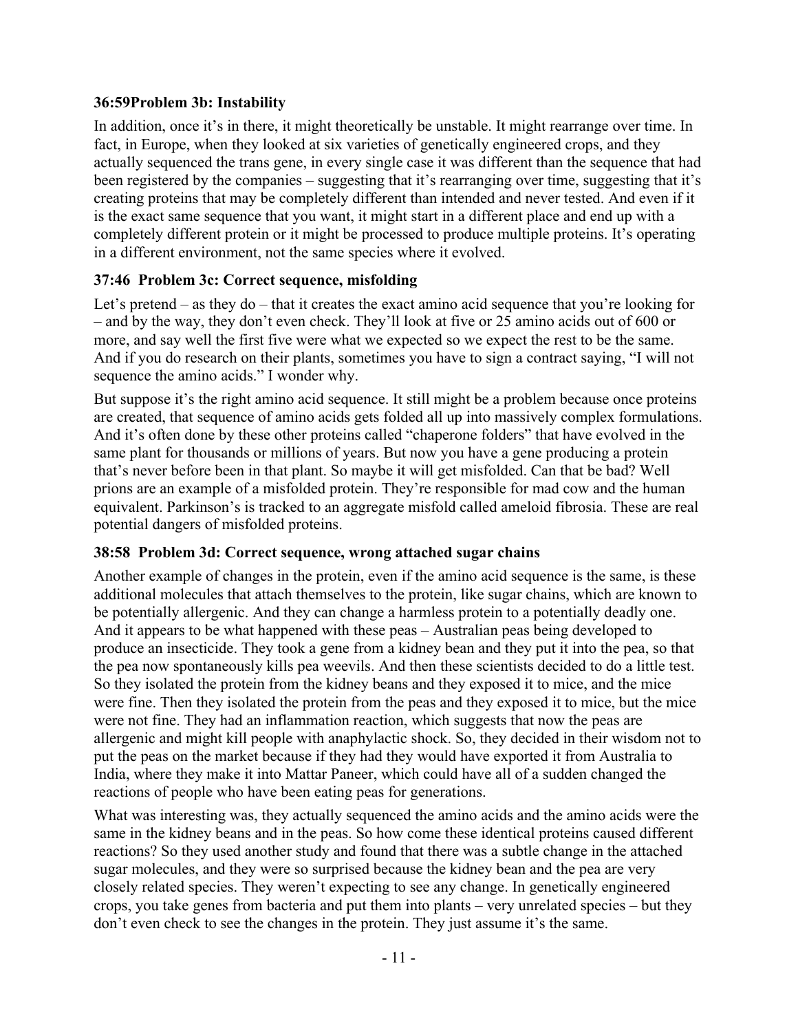### 36:59 Problem 3b: Instability

In addition, once it's in there, it might theoretically be unstable. It might rearrange over time. In fact, in Europe, when they looked at six varieties of genetically engineered crops, and they actually sequenced the trans gene, in every single case it was different than the sequence that had been registered by the companies – suggesting that it's rearranging over time, suggesting that it's creating proteins that may be completely different than intended and never tested. And even if it is the exact same sequence that you want, it might start in a different place and end up with a completely different protein or it might be processed to produce multiple proteins. It's operating in a different environment, not the same species where it evolved.

### 37:46 Problem 3c: Correct sequence, misfolding

Let's pretend – as they do – that it creates the exact amino acid sequence that you're looking for – and by the way, they don't even check. They'll look at five or 25 amino acids out of 600 or more, and say well the first five were what we expected so we expect the rest to be the same. And if you do research on their plants, sometimes you have to sign a contract saying, "I will not sequence the amino acids." I wonder why.

But suppose it's the right amino acid sequence. It still might be a problem because once proteins are created, that sequence of amino acids gets folded all up into massively complex formulations. And it's often done by these other proteins called "chaperone folders" that have evolved in the same plant for thousands or millions of years. But now you have a gene producing a protein that's never before been in that plant. So maybe it will get misfolded. Can that be bad? Well prions are an example of a misfolded protein. They're responsible for mad cow and the human equivalent. Parkinson's is tracked to an aggregate misfold called ameloid fibrosia. These are real potential dangers of misfolded proteins.

### 38:58 Problem 3d: Correct sequence, wrong attached sugar chains

Another example of changes in the protein, even if the amino acid sequence is the same, is these additional molecules that attach themselves to the protein, like sugar chains, which are known to be potentially allergenic. And they can change a harmless protein to a potentially deadly one. And it appears to be what happened with these peas – Australian peas being developed to produce an insecticide. They took a gene from a kidney bean and they put it into the pea, so that the pea now spontaneously kills pea weevils. And then these scientists decided to do a little test. So they isolated the protein from the kidney beans and they exposed it to mice, and the mice were fine. Then they isolated the protein from the peas and they exposed it to mice, but the mice were not fine. They had an inflammation reaction, which suggests that now the peas are allergenic and might kill people with anaphylactic shock. So, they decided in their wisdom not to put the peas on the market because if they had they would have exported it from Australia to India, where they make it into Mattar Paneer, which could have all of a sudden changed the reactions of people who have been eating peas for generations.

What was interesting was, they actually sequenced the amino acids and the amino acids were the same in the kidney beans and in the peas. So how come these identical proteins caused different reactions? So they used another study and found that there was a subtle change in the attached sugar molecules, and they were so surprised because the kidney bean and the pea are very closely related species. They weren't expecting to see any change. In genetically engineered crops, you take genes from bacteria and put them into plants – very unrelated species – but they don't even check to see the changes in the protein. They just assume it's the same.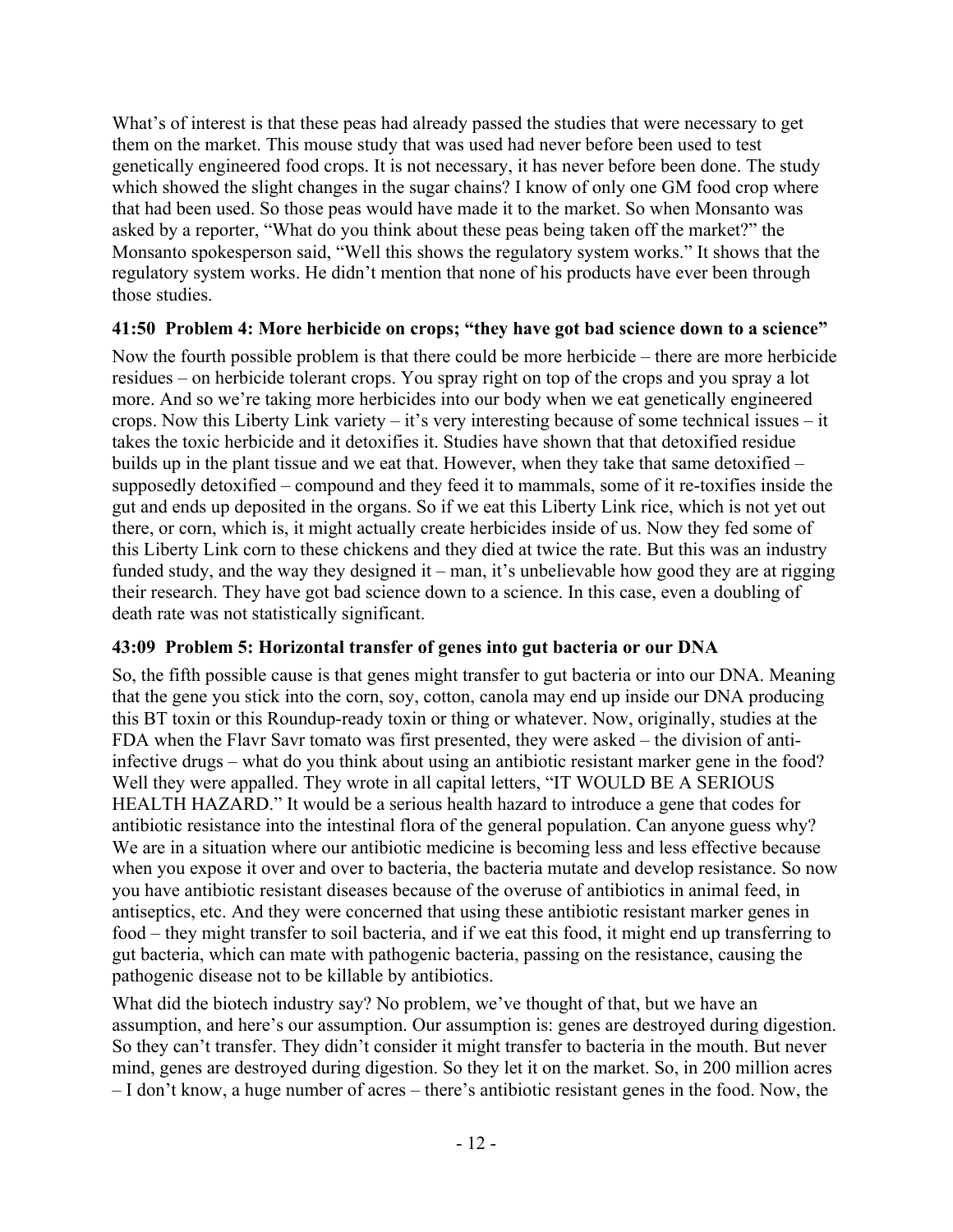What's of interest is that these peas had already passed the studies that were necessary to get them on the market. This mouse study that was used had never before been used to test genetically engineered food crops. It is not necessary, it has never before been done. The study which showed the slight changes in the sugar chains? I know of only one GM food crop where that had been used. So those peas would have made it to the market. So when Monsanto was asked by a reporter, "What do you think about these peas being taken off the market?" the Monsanto spokesperson said, "Well this shows the regulatory system works." It shows that the regulatory system works. He didn't mention that none of his products have ever been through those studies.

### 41:50 Problem 4: More herbicide on crops; "they have got bad science down to a science"

Now the fourth possible problem is that there could be more herbicide – there are more herbicide residues – on herbicide tolerant crops. You spray right on top of the crops and you spray a lot more. And so we're taking more herbicides into our body when we eat genetically engineered crops. Now this Liberty Link variety – it's very interesting because of some technical issues – it takes the toxic herbicide and it detoxifies it. Studies have shown that that detoxified residue builds up in the plant tissue and we eat that. However, when they take that same detoxified – supposedly detoxified – compound and they feed it to mammals, some of it re-toxifies inside the gut and ends up deposited in the organs. So if we eat this Liberty Link rice, which is not yet out there, or corn, which is, it might actually create herbicides inside of us. Now they fed some of this Liberty Link corn to these chickens and they died at twice the rate. But this was an industry funded study, and the way they designed it – man, it's unbelievable how good they are at rigging their research. They have got bad science down to a science. In this case, even a doubling of death rate was not statistically significant.

### 43:09 Problem 5: Horizontal transfer of genes into gut bacteria or our DNA

So, the fifth possible cause is that genes might transfer to gut bacteria or into our DNA. Meaning that the gene you stick into the corn, soy, cotton, canola may end up inside our DNA producing this BT toxin or this Roundup-ready toxin or thing or whatever. Now, originally, studies at the FDA when the Flavr Savr tomato was first presented, they were asked – the division of anti-infective drugs – what do you think about using an antibiotic resistant marker gene in the food? Well they were appalled. They wrote in all capital letters, "IT WOULD BE A SERIOUS HEALTH HAZARD." It would be a serious health hazard to introduce a gene that codes for antibiotic resistance into the intestinal flora of the general population. Can anyone guess why? We are in a situation where our antibiotic medicine is becoming less and less effective because when you expose it over and over to bacteria, the bacteria mutate and develop resistance. So now you have antibiotic resistant diseases because of the overuse of antibiotics in animal feed, in antiseptics, etc. And they were concerned that using these antibiotic resistant marker genes in food – they might transfer to soil bacteria, and if we eat this food, it might end up transferring to gut bacteria, which can mate with pathogenic bacteria, passing on the resistance, causing the pathogenic disease not to be killable by antibiotics.

What did the biotech industry say? No problem, we've thought of that, but we have an assumption, and here's our assumption. Our assumption is: genes are destroyed during digestion. So they can't transfer. They didn't consider it might transfer to bacteria in the mouth. But never mind, genes are destroyed during digestion. So they let it on the market. So, in 200 million acres – I don't know, a huge number of acres – there's antibiotic resistant genes in the food. Now, the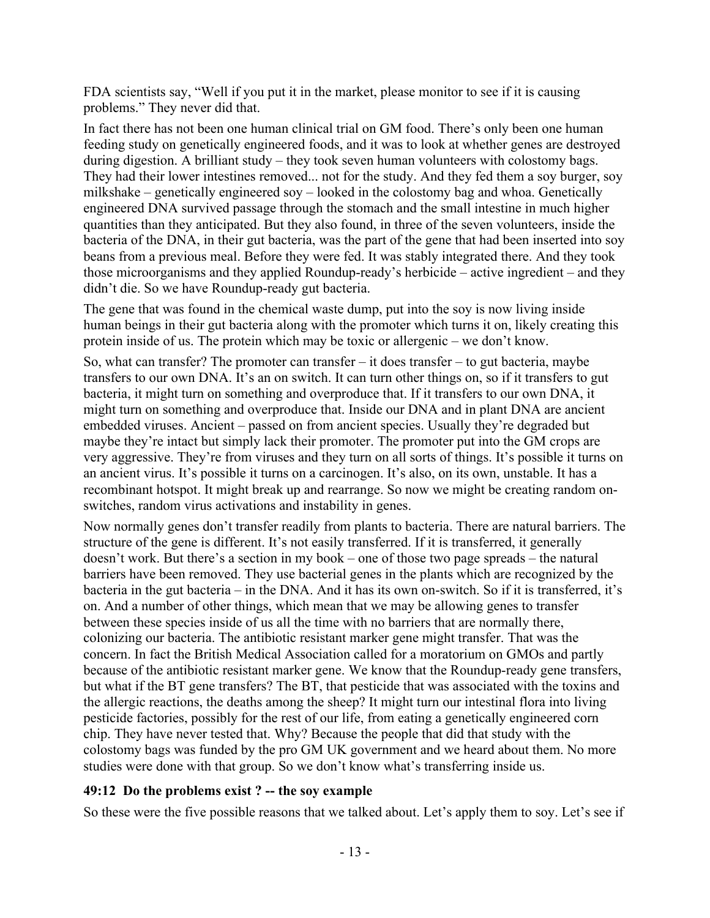FDA scientists say, "Well if you put it in the market, please monitor to see if it is causing problems." They never did that.

In fact there has not been one human clinical trial on GM food. There's only been one human feeding study on genetically engineered foods, and it was to look at whether genes are destroyed during digestion. A brilliant study – they took seven human volunteers with colostomy bags. They had their lower intestines removed... not for the study. And they fed them a soy burger, soy milkshake – genetically engineered soy – looked in the colostomy bag and whoa. Genetically engineered DNA survived passage through the stomach and the small intestine in much higher quantities than they anticipated. But they also found, in three of the seven volunteers, inside the bacteria of the DNA, in their gut bacteria, was the part of the gene that had been inserted into soy beans from a previous meal. Before they were fed. It was stably integrated there. And they took those microorganisms and they applied Roundup-ready's herbicide – active ingredient – and they didn't die. So we have Roundup-ready gut bacteria.

The gene that was found in the chemical waste dump, put into the soy is now living inside human beings in their gut bacteria along with the promoter which turns it on, likely creating this protein inside of us. The protein which may be toxic or allergenic – we don't know.

So, what can transfer? The promoter can transfer – it does transfer – to gut bacteria, maybe transfers to our own DNA. It's an on switch. It can turn other things on, so if it transfers to gut bacteria, it might turn on something and overproduce that. If it transfers to our own DNA, it might turn on something and overproduce that. Inside our DNA and in plant DNA are ancient embedded viruses. Ancient – passed on from ancient species. Usually they're degraded but maybe they're intact but simply lack their promoter. The promoter put into the GM crops are very aggressive. They're from viruses and they turn on all sorts of things. It's possible it turns on an ancient virus. It's possible it turns on a carcinogen. It's also, on its own, unstable. It has a recombinant hotspot. It might break up and rearrange. So now we might be creating random on-switches, random virus activations and instability in genes.

Now normally genes don't transfer readily from plants to bacteria. There are natural barriers. The structure of the gene is different. It's not easily transferred. If it is transferred, it generally doesn't work. But there's a section in my book – one of those two page spreads – the natural barriers have been removed. They use bacterial genes in the plants which are recognized by the bacteria in the gut bacteria – in the DNA. And it has its own on-switch. So if it is transferred, it's on. And a number of other things, which mean that we may be allowing genes to transfer between these species inside of us all the time with no barriers that are normally there, colonizing our bacteria. The antibiotic resistant marker gene might transfer. That was the concern. In fact the British Medical Association called for a moratorium on GMOs and partly because of the antibiotic resistant marker gene. We know that the Roundup-ready gene transfers, but what if the BT gene transfers? The BT, that pesticide that was associated with the toxins and the allergic reactions, the deaths among the sheep? It might turn our intestinal flora into living pesticide factories, possibly for the rest of our life, from eating a genetically engineered corn chip. They have never tested that. Why? Because the people that did that study with the colostomy bags was funded by the pro GM UK government and we heard about them. No more studies were done with that group. So we don't know what's transferring inside us.

### 49:12 Do the problems exist ? -- the soy example

So these were the five possible reasons that we talked about. Let's apply them to soy. Let's see if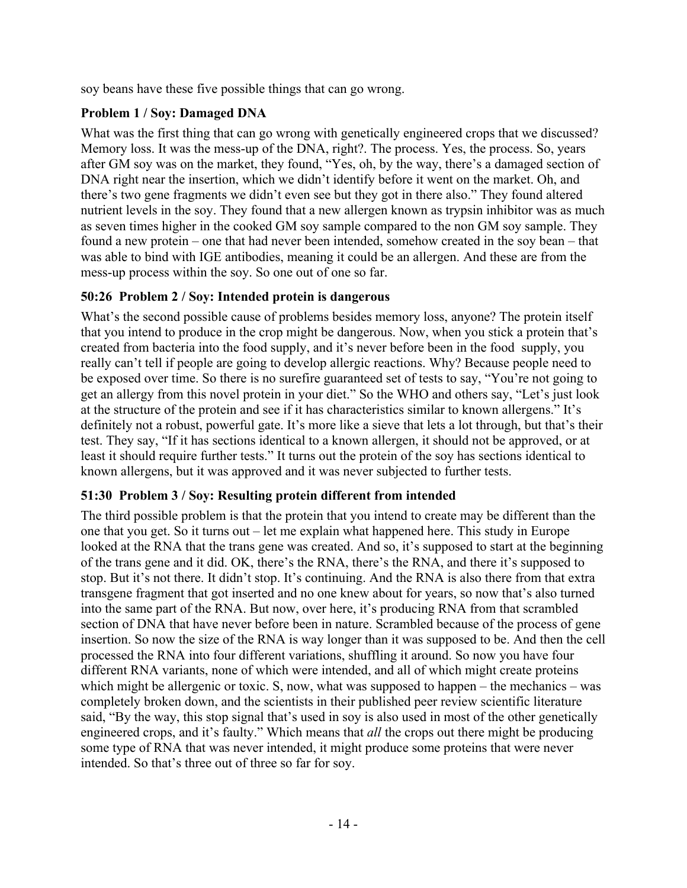soy beans have these five possible things that can go wrong.

### Problem 1 / Soy: Damaged DNA

What was the first thing that can go wrong with genetically engineered crops that we discussed? Memory loss. It was the mess-up of the DNA, right?. The process. Yes, the process. So, years after GM soy was on the market, they found, "Yes, oh, by the way, there's a damaged section of DNA right near the insertion, which we didn't identify before it went on the market. Oh, and there's two gene fragments we didn't even see but they got in there also." They found altered nutrient levels in the soy. They found that a new allergen known as trypsin inhibitor was as much as seven times higher in the cooked GM soy sample compared to the non GM soy sample. They found a new protein – one that had never been intended, somehow created in the soy bean – that was able to bind with IGE antibodies, meaning it could be an allergen. And these are from the mess-up process within the soy. So one out of one so far.

### 50:26 Problem 2 / Soy: Intended protein is dangerous

What's the second possible cause of problems besides memory loss, anyone? The protein itself that you intend to produce in the crop might be dangerous. Now, when you stick a protein that's created from bacteria into the food supply, and it's never before been in the food supply, you really can't tell if people are going to develop allergic reactions. Why? Because people need to be exposed over time. So there is no surefire guaranteed set of tests to say, "You're not going to get an allergy from this novel protein in your diet." So the WHO and others say, "Let's just look at the structure of the protein and see if it has characteristics similar to known allergens." It's definitely not a robust, powerful gate. It's more like a sieve that lets a lot through, but that's their test. They say, "If it has sections identical to a known allergen, it should not be approved, or at least it should require further tests." It turns out the protein of the soy has sections identical to known allergens, but it was approved and it was never subjected to further tests.

### 51:30 Problem 3 / Soy: Resulting protein different from intended

The third possible problem is that the protein that you intend to create may be different than the one that you get. So it turns out – let me explain what happened here. This study in Europe looked at the RNA that the trans gene was created. And so, it's supposed to start at the beginning of the trans gene and it did. OK, there's the RNA, there's the RNA, and there it's supposed to stop. But it's not there. It didn't stop. It's continuing. And the RNA is also there from that extra transgene fragment that got inserted and no one knew about for years, so now that's also turned into the same part of the RNA. But now, over here, it's producing RNA from that scrambled section of DNA that have never before been in nature. Scrambled because of the process of gene insertion. So now the size of the RNA is way longer than it was supposed to be. And then the cell processed the RNA into four different variations, shuffling it around. So now you have four different RNA variants, none of which were intended, and all of which might create proteins which might be allergenic or toxic. S, now, what was supposed to happen – the mechanics – was completely broken down, and the scientists in their published peer review scientific literature said, "By the way, this stop signal that's used in soy is also used in most of the other genetically engineered crops, and it's faulty." Which means that *all* the crops out there might be producing some type of RNA that was never intended, it might produce some proteins that were never intended. So that's three out of three so far for soy.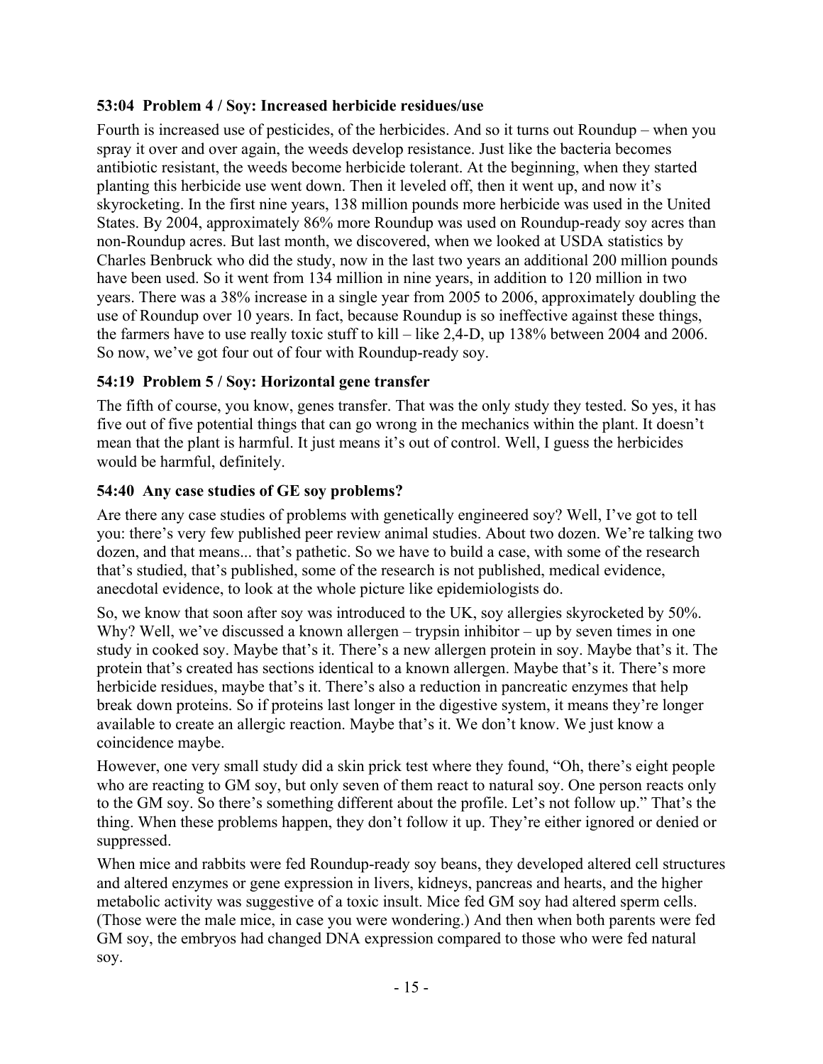### 53:04 Problem 4 / Soy: Increased herbicide residues/use

Fourth is increased use of pesticides, of the herbicides. And so it turns out Roundup – when you spray it over and over again, the weeds develop resistance. Just like the bacteria becomes antibiotic resistant, the weeds become herbicide tolerant. At the beginning, when they started planting this herbicide use went down. Then it leveled off, then it went up, and now it's skyrocketing. In the first nine years, 138 million pounds more herbicide was used in the United States. By 2004, approximately 86% more Roundup was used on Roundup-ready soy acres than non-Roundup acres. But last month, we discovered, when we looked at USDA statistics by Charles Benbruck who did the study, now in the last two years an additional 200 million pounds have been used. So it went from 134 million in nine years, in addition to 120 million in two years. There was a 38% increase in a single year from 2005 to 2006, approximately doubling the use of Roundup over 10 years. In fact, because Roundup is so ineffective against these things, the farmers have to use really toxic stuff to kill – like 2,4-D, up 138% between 2004 and 2006. So now, we've got four out of four with Roundup-ready soy.

### 54:19 Problem 5 / Soy: Horizontal gene transfer

The fifth of course, you know, genes transfer. That was the only study they tested. So yes, it has five out of five potential things that can go wrong in the mechanics within the plant. It doesn't mean that the plant is harmful. It just means it's out of control. Well, I guess the herbicides would be harmful, definitely.

### 54:40 Any case studies of GE soy problems?

Are there any case studies of problems with genetically engineered soy? Well, I've got to tell you: there's very few published peer review animal studies. About two dozen. We're talking two dozen, and that means... that's pathetic. So we have to build a case, with some of the research that's studied, that's published, some of the research is not published, medical evidence, anecdotal evidence, to look at the whole picture like epidemiologists do.

So, we know that soon after soy was introduced to the UK, soy allergies skyrocketed by 50%. Why? Well, we've discussed a known allergen – trypsin inhibitor – up by seven times in one study in cooked soy. Maybe that's it. There's a new allergen protein in soy. Maybe that's it. The protein that's created has sections identical to a known allergen. Maybe that's it. There's more herbicide residues, maybe that's it. There's also a reduction in pancreatic enzymes that help break down proteins. So if proteins last longer in the digestive system, it means they're longer available to create an allergic reaction. Maybe that's it. We don't know. We just know a coincidence maybe.

However, one very small study did a skin prick test where they found, "Oh, there's eight people who are reacting to GM soy, but only seven of them react to natural soy. One person reacts only to the GM soy. So there's something different about the profile. Let's not follow up." That's the thing. When these problems happen, they don't follow it up. They're either ignored or denied or suppressed.

When mice and rabbits were fed Roundup-ready soy beans, they developed altered cell structures and altered enzymes or gene expression in livers, kidneys, pancreas and hearts, and the higher metabolic activity was suggestive of a toxic insult. Mice fed GM soy had altered sperm cells. (Those were the male mice, in case you were wondering.) And then when both parents were fed GM soy, the embryos had changed DNA expression compared to those who were fed natural soy.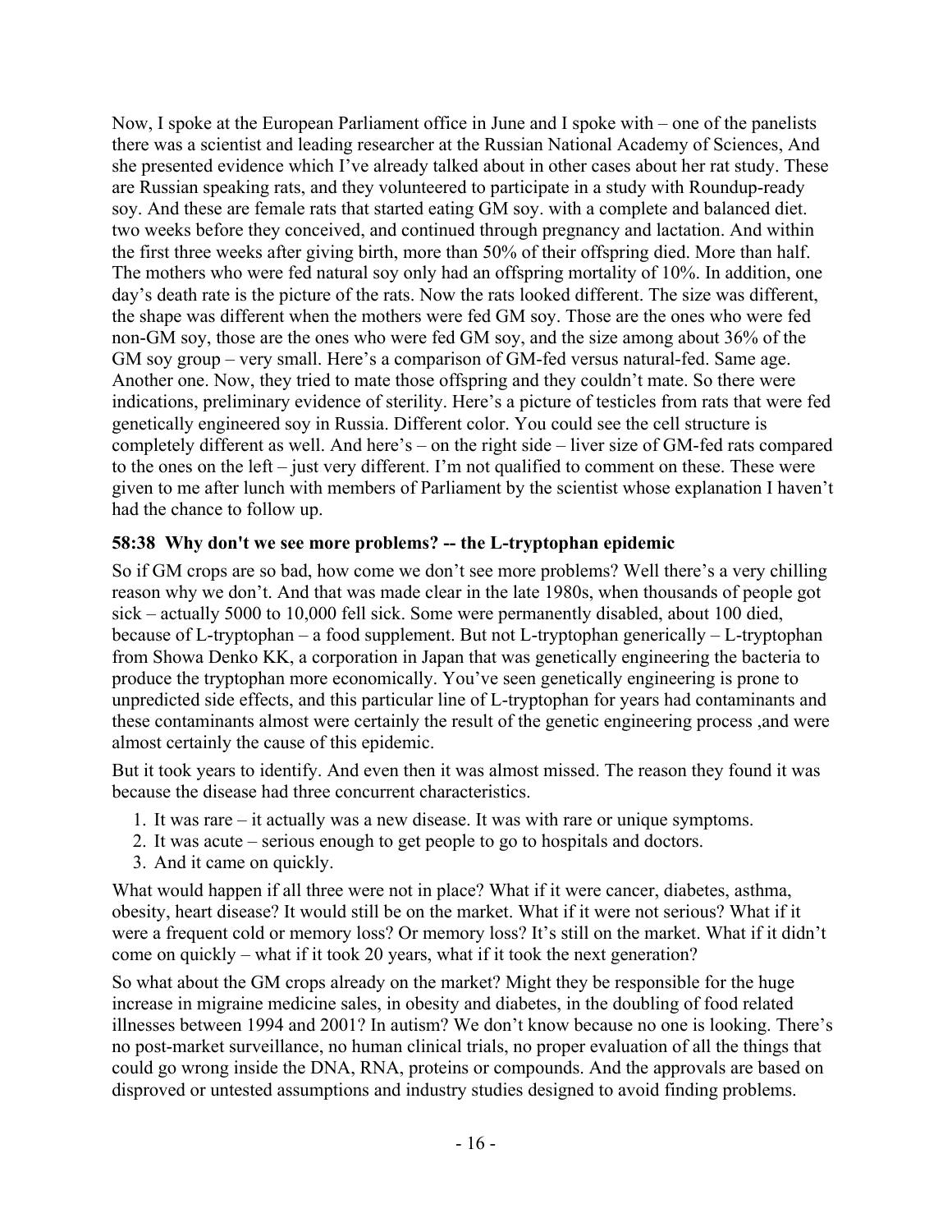Now, I spoke at the European Parliament office in June and I spoke with – one of the panelists there was a scientist and leading researcher at the Russian National Academy of Sciences, And she presented evidence which I've already talked about in other cases about her rat study. These are Russian speaking rats, and they volunteered to participate in a study with Roundup-ready soy. And these are female rats that started eating GM soy. with a complete and balanced diet. two weeks before they conceived, and continued through pregnancy and lactation. And within the first three weeks after giving birth, more than 50% of their offspring died. More than half. The mothers who were fed natural soy only had an offspring mortality of 10%. In addition, one day's death rate is the picture of the rats. Now the rats looked different. The size was different, the shape was different when the mothers were fed GM soy. Those are the ones who were fed non-GM soy, those are the ones who were fed GM soy, and the size among about 36% of the GM soy group – very small. Here's a comparison of GM-fed versus natural-fed. Same age. Another one. Now, they tried to mate those offspring and they couldn't mate. So there were indications, preliminary evidence of sterility. Here's a picture of testicles from rats that were fed genetically engineered soy in Russia. Different color. You could see the cell structure is completely different as well. And here's – on the right side – liver size of GM-fed rats compared to the ones on the left – just very different. I'm not qualified to comment on these. These were given to me after lunch with members of Parliament by the scientist whose explanation I haven't had the chance to follow up.

### 58:38 Why don't we see more problems? -- the L-tryptophan epidemic

So if GM crops are so bad, how come we don't see more problems? Well there's a very chilling reason why we don't. And that was made clear in the late 1980s, when thousands of people got sick – actually 5000 to 10,000 fell sick. Some were permanently disabled, about 100 died, because of L-tryptophan – a food supplement. But not L-tryptophan generically – L-tryptophan from Showa Denko KK, a corporation in Japan that was genetically engineering the bacteria to produce the tryptophan more economically. You've seen genetically engineering is prone to unpredicted side effects, and this particular line of L-tryptophan for years had contaminants and these contaminants almost were certainly the result of the genetic engineering process ,and were almost certainly the cause of this epidemic.

But it took years to identify. And even then it was almost missed. The reason they found it was because the disease had three concurrent characteristics.

1. It was rare – it actually was a new disease. It was with rare or unique symptoms.
2. It was acute – serious enough to get people to go to hospitals and doctors.
3. And it came on quickly.

What would happen if all three were not in place? What if it were cancer, diabetes, asthma, obesity, heart disease? It would still be on the market. What if it were not serious? What if it were a frequent cold or memory loss? Or memory loss? It's still on the market. What if it didn't come on quickly – what if it took 20 years, what if it took the next generation?

So what about the GM crops already on the market? Might they be responsible for the huge increase in migraine medicine sales, in obesity and diabetes, in the doubling of food related illnesses between 1994 and 2001? In autism? We don't know because no one is looking. There's no post-market surveillance, no human clinical trials, no proper evaluation of all the things that could go wrong inside the DNA, RNA, proteins or compounds. And the approvals are based on disproved or untested assumptions and industry studies designed to avoid finding problems.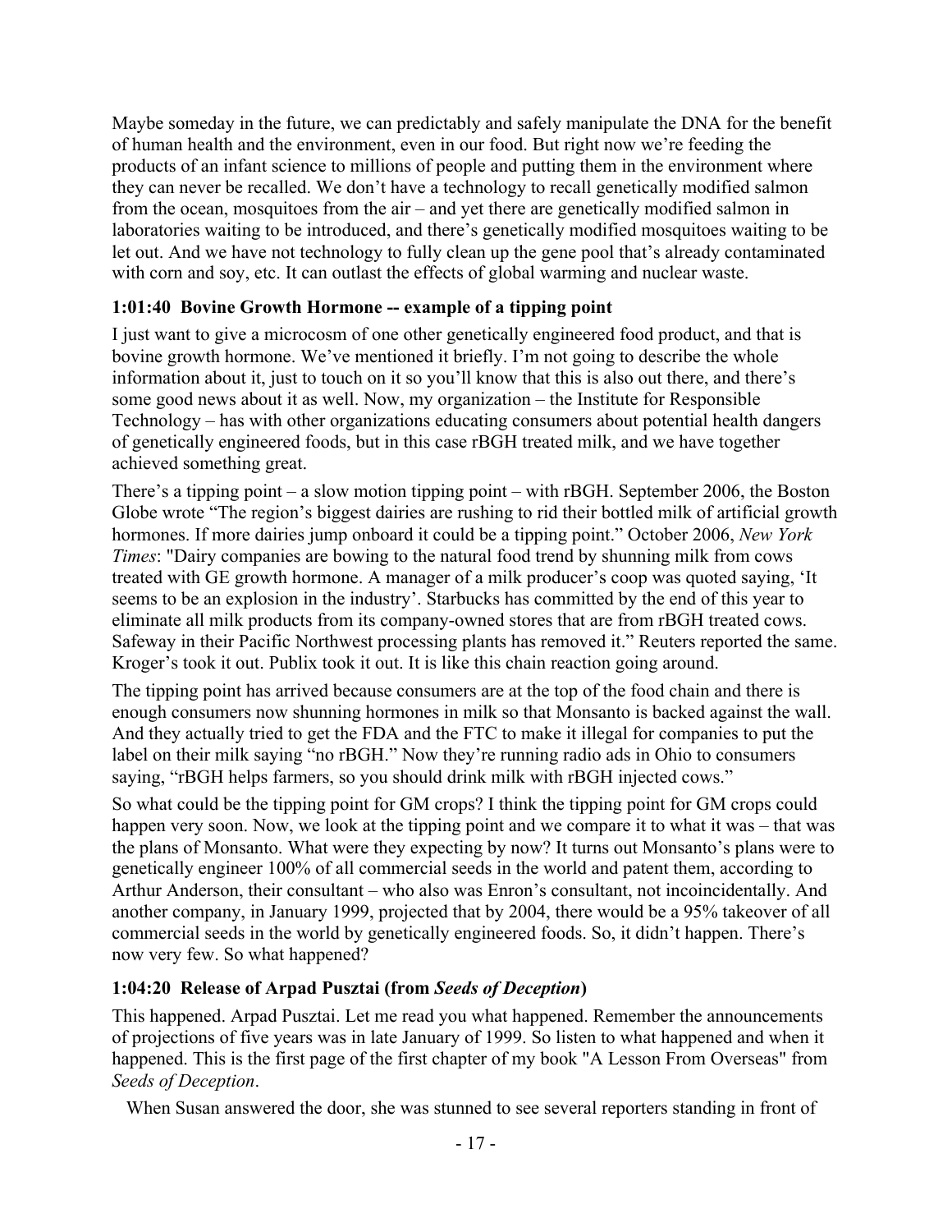Maybe someday in the future, we can predictably and safely manipulate the DNA for the benefit of human health and the environment, even in our food. But right now we're feeding the products of an infant science to millions of people and putting them in the environment where they can never be recalled. We don't have a technology to recall genetically modified salmon from the ocean, mosquitoes from the air – and yet there are genetically modified salmon in laboratories waiting to be introduced, and there's genetically modified mosquitoes waiting to be let out. And we have not technology to fully clean up the gene pool that's already contaminated with corn and soy, etc. It can outlast the effects of global warming and nuclear waste.

### 1:01:40 Bovine Growth Hormone -- example of a tipping point

I just want to give a microcosm of one other genetically engineered food product, and that is bovine growth hormone. We've mentioned it briefly. I'm not going to describe the whole information about it, just to touch on it so you'll know that this is also out there, and there's some good news about it as well. Now, my organization – the Institute for Responsible Technology – has with other organizations educating consumers about potential health dangers of genetically engineered foods, but in this case rBGH treated milk, and we have together achieved something great.

There's a tipping point – a slow motion tipping point – with rBGH. September 2006, the Boston Globe wrote "The region's biggest dairies are rushing to rid their bottled milk of artificial growth hormones. If more dairies jump onboard it could be a tipping point." October 2006, *New York Times*: "Dairy companies are bowing to the natural food trend by shunning milk from cows treated with GE growth hormone. A manager of a milk producer's coop was quoted saying, 'It seems to be an explosion in the industry'. Starbucks has committed by the end of this year to eliminate all milk products from its company-owned stores that are from rBGH treated cows. Safeway in their Pacific Northwest processing plants has removed it." Reuters reported the same. Kroger's took it out. Publix took it out. It is like this chain reaction going around.

The tipping point has arrived because consumers are at the top of the food chain and there is enough consumers now shunning hormones in milk so that Monsanto is backed against the wall. And they actually tried to get the FDA and the FTC to make it illegal for companies to put the label on their milk saying "no rBGH." Now they're running radio ads in Ohio to consumers saying, "rBGH helps farmers, so you should drink milk with rBGH injected cows."

So what could be the tipping point for GM crops? I think the tipping point for GM crops could happen very soon. Now, we look at the tipping point and we compare it to what it was – that was the plans of Monsanto. What were they expecting by now? It turns out Monsanto's plans were to genetically engineer 100% of all commercial seeds in the world and patent them, according to Arthur Anderson, their consultant – who also was Enron's consultant, not incoincidentally. And another company, in January 1999, projected that by 2004, there would be a 95% takeover of all commercial seeds in the world by genetically engineered foods. So, it didn't happen. There's now very few. So what happened?

### 1:04:20 Release of Arpad Pusztai (from *Seeds of Deception*)

This happened. Arpad Pusztai. Let me read you what happened. Remember the announcements of projections of five years was in late January of 1999. So listen to what happened and when it happened. This is the first page of the first chapter of my book "A Lesson From Overseas" from *Seeds of Deception*.

When Susan answered the door, she was stunned to see several reporters standing in front of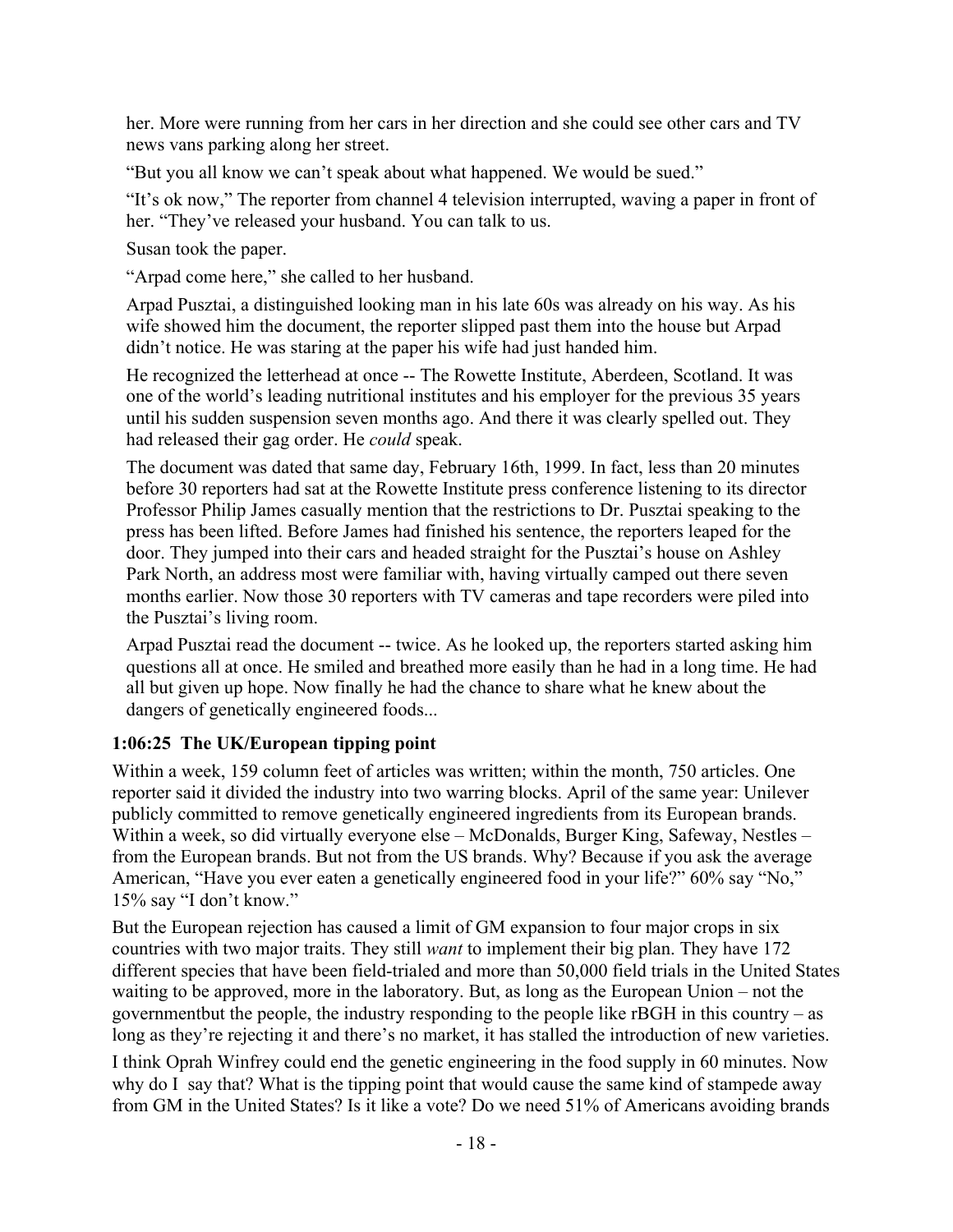her. More were running from her cars in her direction and she could see other cars and TV news vans parking along her street.

"But you all know we can't speak about what happened. We would be sued."

"It's ok now," The reporter from channel 4 television interrupted, waving a paper in front of her. "They've released your husband. You can talk to us.

Susan took the paper.

"Arpad come here," she called to her husband.

Arpad Pusztai, a distinguished looking man in his late 60s was already on his way. As his wife showed him the document, the reporter slipped past them into the house but Arpad didn't notice. He was staring at the paper his wife had just handed him.

He recognized the letterhead at once -- The Rowette Institute, Aberdeen, Scotland. It was one of the world's leading nutritional institutes and his employer for the previous 35 years until his sudden suspension seven months ago. And there it was clearly spelled out. They had released their gag order. He *could* speak.

The document was dated that same day, February 16th, 1999. In fact, less than 20 minutes before 30 reporters had sat at the Rowette Institute press conference listening to its director Professor Philip James casually mention that the restrictions to Dr. Pusztai speaking to the press has been lifted. Before James had finished his sentence, the reporters leaped for the door. They jumped into their cars and headed straight for the Pusztai's house on Ashley Park North, an address most were familiar with, having virtually camped out there seven months earlier. Now those 30 reporters with TV cameras and tape recorders were piled into the Pusztai's living room.

Arpad Pusztai read the document -- twice. As he looked up, the reporters started asking him questions all at once. He smiled and breathed more easily than he had in a long time. He had all but given up hope. Now finally he had the chance to share what he knew about the dangers of genetically engineered foods...

### 1:06:25 The UK/European tipping point

Within a week, 159 column feet of articles was written; within the month, 750 articles. One reporter said it divided the industry into two warring blocks. April of the same year: Unilever publicly committed to remove genetically engineered ingredients from its European brands. Within a week, so did virtually everyone else – McDonalds, Burger King, Safeway, Nestles – from the European brands. But not from the US brands. Why? Because if you ask the average American, "Have you ever eaten a genetically engineered food in your life?" 60% say "No," 15% say "I don't know."

But the European rejection has caused a limit of GM expansion to four major crops in six countries with two major traits. They still *want* to implement their big plan. They have 172 different species that have been field-trialed and more than 50,000 field trials in the United States waiting to be approved, more in the laboratory. But, as long as the European Union – not the governmentbut the people, the industry responding to the people like rBGH in this country – as long as they're rejecting it and there's no market, it has stalled the introduction of new varieties.

I think Oprah Winfrey could end the genetic engineering in the food supply in 60 minutes. Now why do I say that? What is the tipping point that would cause the same kind of stampede away from GM in the United States? Is it like a vote? Do we need 51% of Americans avoiding brands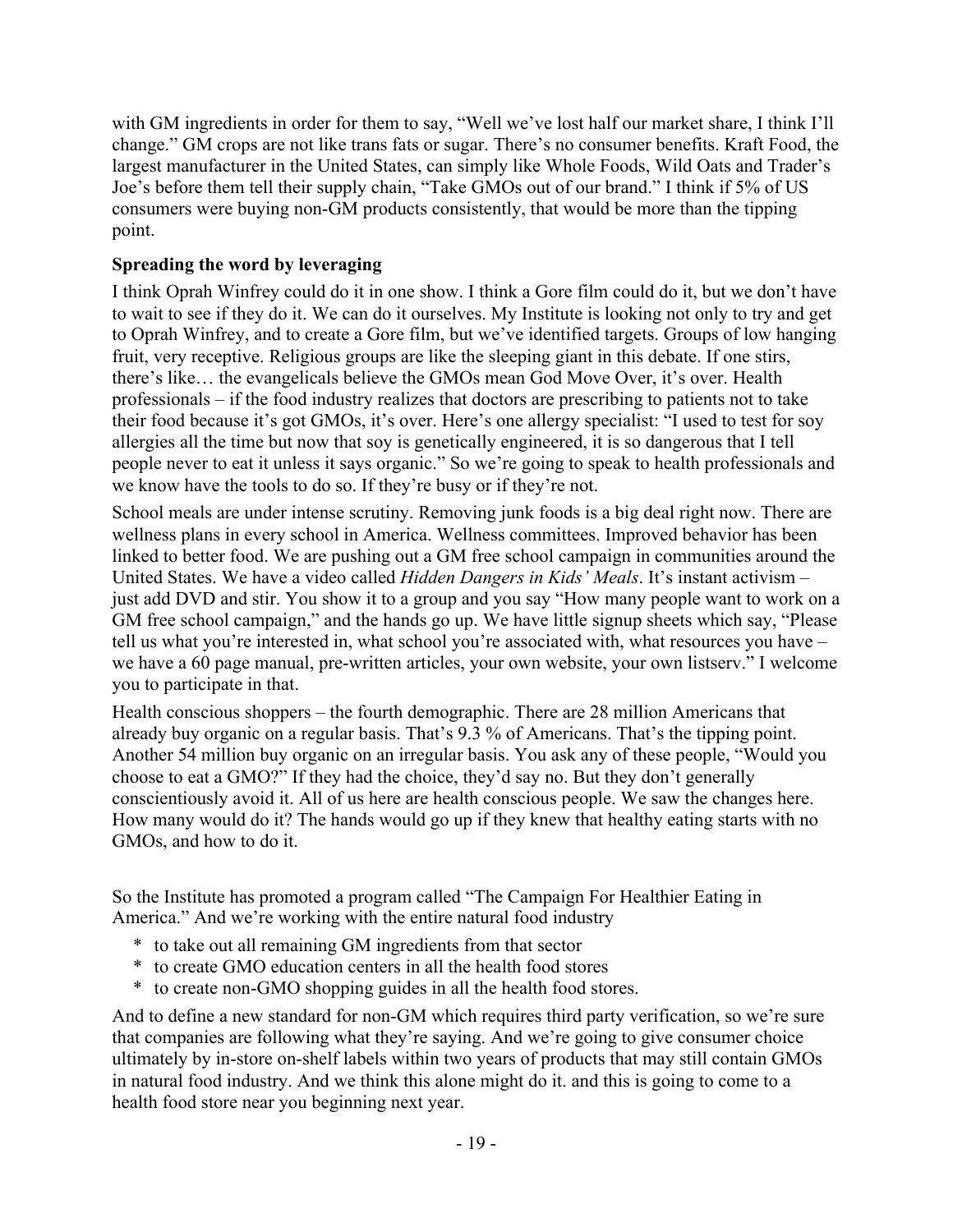with GM ingredients in order for them to say, "Well we've lost half our market share, I think I'll change." GM crops are not like trans fats or sugar. There's no consumer benefits. Kraft Food, the largest manufacturer in the United States, can simply like Whole Foods, Wild Oats and Trader's Joe's before them tell their supply chain, "Take GMOs out of our brand." I think if 5% of US consumers were buying non-GM products consistently, that would be more than the tipping point.

**Spreading the word by leveraging**

I think Oprah Winfrey could do it in one show. I think a Gore film could do it, but we don't have to wait to see if they do it. We can do it ourselves. My Institute is looking not only to try and get to Oprah Winfrey, and to create a Gore film, but we've identified targets. Groups of low hanging fruit, very receptive. Religious groups are like the sleeping giant in this debate. If one stirs, there's like… the evangelicals believe the GMOs mean God Move Over, it's over. Health professionals – if the food industry realizes that doctors are prescribing to patients not to take their food because it's got GMOs, it's over. Here's one allergy specialist: "I used to test for soy allergies all the time but now that soy is genetically engineered, it is so dangerous that I tell people never to eat it unless it says organic." So we're going to speak to health professionals and we know have the tools to do so. If they're busy or if they're not.

School meals are under intense scrutiny. Removing junk foods is a big deal right now. There are wellness plans in every school in America. Wellness committees. Improved behavior has been linked to better food. We are pushing out a GM free school campaign in communities around the United States. We have a video called *Hidden Dangers in Kids' Meals*. It's instant activism – just add DVD and stir. You show it to a group and you say "How many people want to work on a GM free school campaign," and the hands go up. We have little signup sheets which say, "Please tell us what you're interested in, what school you're associated with, what resources you have – we have a 60 page manual, pre-written articles, your own website, your own listserv." I welcome you to participate in that.

Health conscious shoppers – the fourth demographic. There are 28 million Americans that already buy organic on a regular basis. That's 9.3 % of Americans. That's the tipping point. Another 54 million buy organic on an irregular basis. You ask any of these people, "Would you choose to eat a GMO?" If they had the choice, they'd say no. But they don't generally conscientiously avoid it. All of us here are health conscious people. We saw the changes here. How many would do it? The hands would go up if they knew that healthy eating starts with no GMOs, and how to do it.

So the Institute has promoted a program called "The Campaign For Healthier Eating in America." And we're working with the entire natural food industry

* to take out all remaining GM ingredients from that sector
* to create GMO education centers in all the health food stores
* to create non-GMO shopping guides in all the health food stores.

And to define a new standard for non-GM which requires third party verification, so we're sure that companies are following what they're saying. And we're going to give consumer choice ultimately by in-store on-shelf labels within two years of products that may still contain GMOs in natural food industry. And we think this alone might do it. and this is going to come to a health food store near you beginning next year.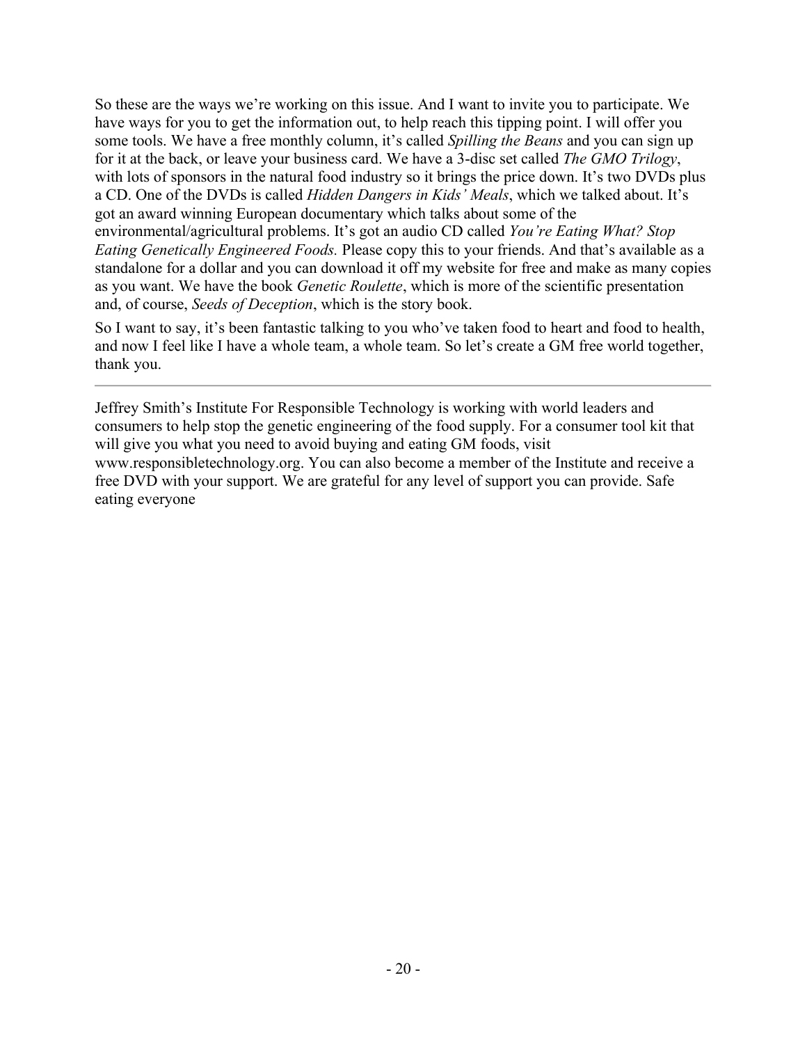So these are the ways we're working on this issue. And I want to invite you to participate. We have ways for you to get the information out, to help reach this tipping point. I will offer you some tools. We have a free monthly column, it's called *Spilling the Beans* and you can sign up for it at the back, or leave your business card. We have a 3-disc set called *The GMO Trilogy*, with lots of sponsors in the natural food industry so it brings the price down. It's two DVDs plus a CD. One of the DVDs is called *Hidden Dangers in Kids' Meals*, which we talked about. It's got an award winning European documentary which talks about some of the environmental/agricultural problems. It's got an audio CD called *You're Eating What? Stop Eating Genetically Engineered Foods.* Please copy this to your friends. And that's available as a standalone for a dollar and you can download it off my website for free and make as many copies as you want. We have the book *Genetic Roulette*, which is more of the scientific presentation and, of course, *Seeds of Deception*, which is the story book.

So I want to say, it's been fantastic talking to you who've taken food to heart and food to health, and now I feel like I have a whole team, a whole team. So let's create a GM free world together, thank you.

---

Jeffrey Smith's Institute For Responsible Technology is working with world leaders and consumers to help stop the genetic engineering of the food supply. For a consumer tool kit that will give you what you need to avoid buying and eating GM foods, visit www.responsibletechnology.org. You can also become a member of the Institute and receive a free DVD with your support. We are grateful for any level of support you can provide. Safe eating everyone